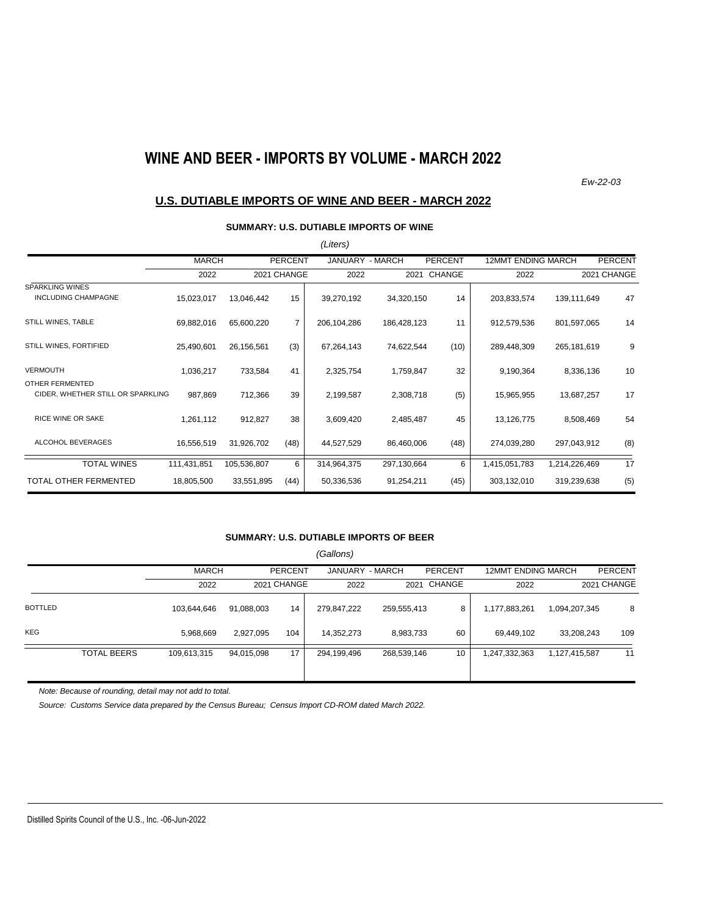# WINE AND BEER - IMPORTS BY VOLUME - MARCH 2022

*Ew-22-03*

## U.S. DUTIABLE IMPORTS OF WINE AND BEER - MARCH 2022

### SUMMARY: U.S. DUTIABLE IMPORTS OF WINE

*(Liters)*

| | MARCH | | PERCENT | JANUARY - MARCH | | PERCENT | 12MMT ENDING MARCH | | PERCENT |
|---|---|---|---|---|---|---|---|---|---|
| | 2022 | 2021 | CHANGE | 2022 | 2021 | CHANGE | 2022 | 2021 | CHANGE |
| SPARKLING WINES INCLUDING CHAMPAGNE | 15,023,017 | 13,046,442 | 15 | 39,270,192 | 34,320,150 | 14 | 203,833,574 | 139,111,649 | 47 |
| STILL WINES, TABLE | 69,882,016 | 65,600,220 | 7 | 206,104,286 | 186,428,123 | 11 | 912,579,536 | 801,597,065 | 14 |
| STILL WINES, FORTIFIED | 25,490,601 | 26,156,561 | (3) | 67,264,143 | 74,622,544 | (10) | 289,448,309 | 265,181,619 | 9 |
| VERMOUTH | 1,036,217 | 733,584 | 41 | 2,325,754 | 1,759,847 | 32 | 9,190,364 | 8,336,136 | 10 |
| OTHER FERMENTED | | | | | | | | | |
| CIDER, WHETHER STILL OR SPARKLING | 987,869 | 712,366 | 39 | 2,199,587 | 2,308,718 | (5) | 15,965,955 | 13,687,257 | 17 |
| RICE WINE OR SAKE | 1,261,112 | 912,827 | 38 | 3,609,420 | 2,485,487 | 45 | 13,126,775 | 8,508,469 | 54 |
| ALCOHOL BEVERAGES | 16,556,519 | 31,926,702 | (48) | 44,527,529 | 86,460,006 | (48) | 274,039,280 | 297,043,912 | (8) |
| TOTAL WINES | 111,431,851 | 105,536,807 | 6 | 314,964,375 | 297,130,664 | 6 | 1,415,051,783 | 1,214,226,469 | 17 |
| TOTAL OTHER FERMENTED | 18,805,500 | 33,551,895 | (44) | 50,336,536 | 91,254,211 | (45) | 303,132,010 | 319,239,638 | (5) |

### SUMMARY: U.S. DUTIABLE IMPORTS OF BEER

*(Gallons)*

| | MARCH | | PERCENT | JANUARY - MARCH | | PERCENT | 12MMT ENDING MARCH | | PERCENT |
|---|---|---|---|---|---|---|---|---|---|
| | 2022 | 2021 | CHANGE | 2022 | 2021 | CHANGE | 2022 | 2021 | CHANGE |
| BOTTLED | 103,644,646 | 91,088,003 | 14 | 279,847,222 | 259,555,413 | 8 | 1,177,883,261 | 1,094,207,345 | 8 |
| KEG | 5,968,669 | 2,927,095 | 104 | 14,352,273 | 8,983,733 | 60 | 69,449,102 | 33,208,243 | 109 |
| TOTAL BEERS | 109,613,315 | 94,015,098 | 17 | 294,199,496 | 268,539,146 | 10 | 1,247,332,363 | 1,127,415,587 | 11 |

*Note: Because of rounding, detail may not add to total.*

*Source: Customs Service data prepared by the Census Bureau; Census Import CD-ROM dated March 2022.*

Distilled Spirits Council of the U.S., Inc. -06-Jun-2022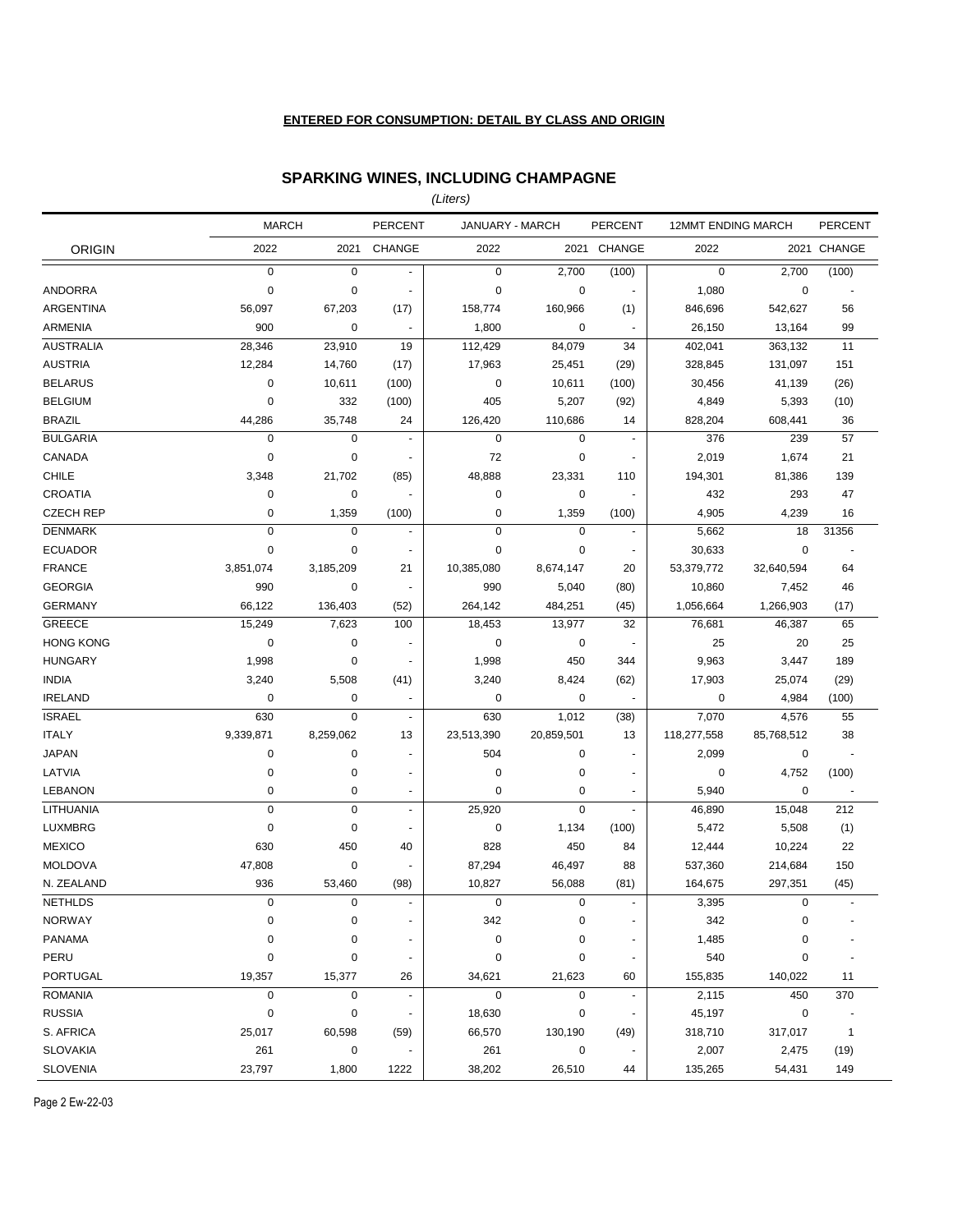**ENTERED FOR CONSUMPTION: DETAIL BY CLASS AND ORIGIN**

## SPARKING WINES, INCLUDING CHAMPAGNE

*(Liters)*

| ORIGIN | MARCH 2022 | MARCH 2021 | PERCENT CHANGE | JANUARY - MARCH 2022 | JANUARY - MARCH 2021 | PERCENT CHANGE | 12MMT ENDING MARCH 2022 | 12MMT ENDING MARCH 2021 | PERCENT CHANGE |
|---|---|---|---|---|---|---|---|---|---|
| | 0 | 0 | - | 0 | 2,700 | (100) | 0 | 2,700 | (100) |
| ANDORRA | 0 | 0 | - | 0 | 0 | - | 1,080 | 0 | - |
| ARGENTINA | 56,097 | 67,203 | (17) | 158,774 | 160,966 | (1) | 846,696 | 542,627 | 56 |
| ARMENIA | 900 | 0 | - | 1,800 | 0 | - | 26,150 | 13,164 | 99 |
| AUSTRALIA | 28,346 | 23,910 | 19 | 112,429 | 84,079 | 34 | 402,041 | 363,132 | 11 |
| AUSTRIA | 12,284 | 14,760 | (17) | 17,963 | 25,451 | (29) | 328,845 | 131,097 | 151 |
| BELARUS | 0 | 10,611 | (100) | 0 | 10,611 | (100) | 30,456 | 41,139 | (26) |
| BELGIUM | 0 | 332 | (100) | 405 | 5,207 | (92) | 4,849 | 5,393 | (10) |
| BRAZIL | 44,286 | 35,748 | 24 | 126,420 | 110,686 | 14 | 828,204 | 608,441 | 36 |
| BULGARIA | 0 | 0 | - | 0 | 0 | - | 376 | 239 | 57 |
| CANADA | 0 | 0 | - | 72 | 0 | - | 2,019 | 1,674 | 21 |
| CHILE | 3,348 | 21,702 | (85) | 48,888 | 23,331 | 110 | 194,301 | 81,386 | 139 |
| CROATIA | 0 | 0 | - | 0 | 0 | - | 432 | 293 | 47 |
| CZECH REP | 0 | 1,359 | (100) | 0 | 1,359 | (100) | 4,905 | 4,239 | 16 |
| DENMARK | 0 | 0 | - | 0 | 0 | - | 5,662 | 18 | 31356 |
| ECUADOR | 0 | 0 | - | 0 | 0 | - | 30,633 | 0 | - |
| FRANCE | 3,851,074 | 3,185,209 | 21 | 10,385,080 | 8,674,147 | 20 | 53,379,772 | 32,640,594 | 64 |
| GEORGIA | 990 | 0 | - | 990 | 5,040 | (80) | 10,860 | 7,452 | 46 |
| GERMANY | 66,122 | 136,403 | (52) | 264,142 | 484,251 | (45) | 1,056,664 | 1,266,903 | (17) |
| GREECE | 15,249 | 7,623 | 100 | 18,453 | 13,977 | 32 | 76,681 | 46,387 | 65 |
| HONG KONG | 0 | 0 | - | 0 | 0 | - | 25 | 20 | 25 |
| HUNGARY | 1,998 | 0 | - | 1,998 | 450 | 344 | 9,963 | 3,447 | 189 |
| INDIA | 3,240 | 5,508 | (41) | 3,240 | 8,424 | (62) | 17,903 | 25,074 | (29) |
| IRELAND | 0 | 0 | - | 0 | 0 | - | 0 | 4,984 | (100) |
| ISRAEL | 630 | 0 | - | 630 | 1,012 | (38) | 7,070 | 4,576 | 55 |
| ITALY | 9,339,871 | 8,259,062 | 13 | 23,513,390 | 20,859,501 | 13 | 118,277,558 | 85,768,512 | 38 |
| JAPAN | 0 | 0 | - | 504 | 0 | - | 2,099 | 0 | - |
| LATVIA | 0 | 0 | - | 0 | 0 | - | 0 | 4,752 | (100) |
| LEBANON | 0 | 0 | - | 0 | 0 | - | 5,940 | 0 | - |
| LITHUANIA | 0 | 0 | - | 25,920 | 0 | - | 46,890 | 15,048 | 212 |
| LUXMBRG | 0 | 0 | - | 0 | 1,134 | (100) | 5,472 | 5,508 | (1) |
| MEXICO | 630 | 450 | 40 | 828 | 450 | 84 | 12,444 | 10,224 | 22 |
| MOLDOVA | 47,808 | 0 | - | 87,294 | 46,497 | 88 | 537,360 | 214,684 | 150 |
| N. ZEALAND | 936 | 53,460 | (98) | 10,827 | 56,088 | (81) | 164,675 | 297,351 | (45) |
| NETHLDS | 0 | 0 | - | 0 | 0 | - | 3,395 | 0 | - |
| NORWAY | 0 | 0 | - | 342 | 0 | - | 342 | 0 | - |
| PANAMA | 0 | 0 | - | 0 | 0 | - | 1,485 | 0 | - |
| PERU | 0 | 0 | - | 0 | 0 | - | 540 | 0 | - |
| PORTUGAL | 19,357 | 15,377 | 26 | 34,621 | 21,623 | 60 | 155,835 | 140,022 | 11 |
| ROMANIA | 0 | 0 | - | 0 | 0 | - | 2,115 | 450 | 370 |
| RUSSIA | 0 | 0 | - | 18,630 | 0 | - | 45,197 | 0 | - |
| S. AFRICA | 25,017 | 60,598 | (59) | 66,570 | 130,190 | (49) | 318,710 | 317,017 | 1 |
| SLOVAKIA | 261 | 0 | - | 261 | 0 | - | 2,007 | 2,475 | (19) |
| SLOVENIA | 23,797 | 1,800 | 1222 | 38,202 | 26,510 | 44 | 135,265 | 54,431 | 149 |

Page 2 Ew-22-03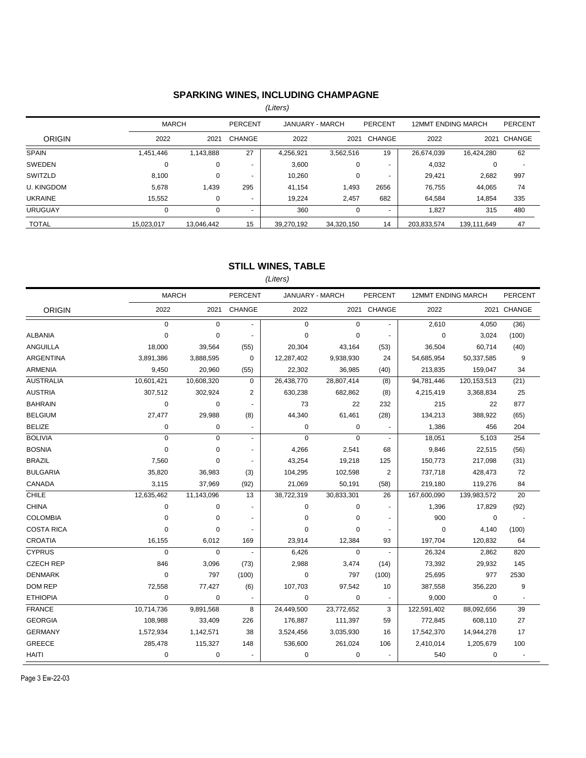## SPARKING WINES, INCLUDING CHAMPAGNE

*(Liters)*

| ORIGIN | MARCH 2022 | MARCH 2021 | PERCENT CHANGE | JANUARY - MARCH 2022 | JANUARY - MARCH 2021 | PERCENT CHANGE | 12MMT ENDING MARCH 2022 | 12MMT ENDING MARCH 2021 | PERCENT CHANGE |
|---|---|---|---|---|---|---|---|---|---|
| SPAIN | 1,451,446 | 1,143,888 | 27 | 4,256,921 | 3,562,516 | 19 | 26,674,039 | 16,424,280 | 62 |
| SWEDEN | 0 | 0 | - | 3,600 | 0 | - | 4,032 | 0 | - |
| SWITZLD | 8,100 | 0 | - | 10,260 | 0 | - | 29,421 | 2,682 | 997 |
| U. KINGDOM | 5,678 | 1,439 | 295 | 41,154 | 1,493 | 2656 | 76,755 | 44,065 | 74 |
| UKRAINE | 15,552 | 0 | - | 19,224 | 2,457 | 682 | 64,584 | 14,854 | 335 |
| URUGUAY | 0 | 0 | - | 360 | 0 | - | 1,827 | 315 | 480 |
| TOTAL | 15,023,017 | 13,046,442 | 15 | 39,270,192 | 34,320,150 | 14 | 203,833,574 | 139,111,649 | 47 |

## STILL WINES, TABLE

*(Liters)*

| ORIGIN | MARCH 2022 | MARCH 2021 | PERCENT CHANGE | JANUARY - MARCH 2022 | JANUARY - MARCH 2021 | PERCENT CHANGE | 12MMT ENDING MARCH 2022 | 12MMT ENDING MARCH 2021 | PERCENT CHANGE |
|---|---|---|---|---|---|---|---|---|---|
| | 0 | 0 | - | 0 | 0 | - | 2,610 | 4,050 | (36) |
| ALBANIA | 0 | 0 | - | 0 | 0 | - | 0 | 3,024 | (100) |
| ANGUILLA | 18,000 | 39,564 | (55) | 20,304 | 43,164 | (53) | 36,504 | 60,714 | (40) |
| ARGENTINA | 3,891,386 | 3,888,595 | 0 | 12,287,402 | 9,938,930 | 24 | 54,685,954 | 50,337,585 | 9 |
| ARMENIA | 9,450 | 20,960 | (55) | 22,302 | 36,985 | (40) | 213,835 | 159,047 | 34 |
| AUSTRALIA | 10,601,421 | 10,608,320 | 0 | 26,438,770 | 28,807,414 | (8) | 94,781,446 | 120,153,513 | (21) |
| AUSTRIA | 307,512 | 302,924 | 2 | 630,238 | 682,862 | (8) | 4,215,419 | 3,368,834 | 25 |
| BAHRAIN | 0 | 0 | - | 73 | 22 | 232 | 215 | 22 | 877 |
| BELGIUM | 27,477 | 29,988 | (8) | 44,340 | 61,461 | (28) | 134,213 | 388,922 | (65) |
| BELIZE | 0 | 0 | - | 0 | 0 | - | 1,386 | 456 | 204 |
| BOLIVIA | 0 | 0 | - | 0 | 0 | - | 18,051 | 5,103 | 254 |
| BOSNIA | 0 | 0 | - | 4,266 | 2,541 | 68 | 9,846 | 22,515 | (56) |
| BRAZIL | 7,560 | 0 | - | 43,254 | 19,218 | 125 | 150,773 | 217,098 | (31) |
| BULGARIA | 35,820 | 36,983 | (3) | 104,295 | 102,598 | 2 | 737,718 | 428,473 | 72 |
| CANADA | 3,115 | 37,969 | (92) | 21,069 | 50,191 | (58) | 219,180 | 119,276 | 84 |
| CHILE | 12,635,462 | 11,143,096 | 13 | 38,722,319 | 30,833,301 | 26 | 167,600,090 | 139,983,572 | 20 |
| CHINA | 0 | 0 | - | 0 | 0 | - | 1,396 | 17,829 | (92) |
| COLOMBIA | 0 | 0 | - | 0 | 0 | - | 900 | 0 | - |
| COSTA RICA | 0 | 0 | - | 0 | 0 | - | 0 | 4,140 | (100) |
| CROATIA | 16,155 | 6,012 | 169 | 23,914 | 12,384 | 93 | 197,704 | 120,832 | 64 |
| CYPRUS | 0 | 0 | - | 6,426 | 0 | - | 26,324 | 2,862 | 820 |
| CZECH REP | 846 | 3,096 | (73) | 2,988 | 3,474 | (14) | 73,392 | 29,932 | 145 |
| DENMARK | 0 | 797 | (100) | 0 | 797 | (100) | 25,695 | 977 | 2530 |
| DOM REP | 72,558 | 77,427 | (6) | 107,703 | 97,542 | 10 | 387,558 | 356,220 | 9 |
| ETHIOPIA | 0 | 0 | - | 0 | 0 | - | 9,000 | 0 | - |
| FRANCE | 10,714,736 | 9,891,568 | 8 | 24,449,500 | 23,772,652 | 3 | 122,591,402 | 88,092,656 | 39 |
| GEORGIA | 108,988 | 33,409 | 226 | 176,887 | 111,397 | 59 | 772,845 | 608,110 | 27 |
| GERMANY | 1,572,934 | 1,142,571 | 38 | 3,524,456 | 3,035,930 | 16 | 17,542,370 | 14,944,278 | 17 |
| GREECE | 285,478 | 115,327 | 148 | 536,600 | 261,024 | 106 | 2,410,014 | 1,205,679 | 100 |
| HAITI | 0 | 0 | - | 0 | 0 | - | 540 | 0 | - |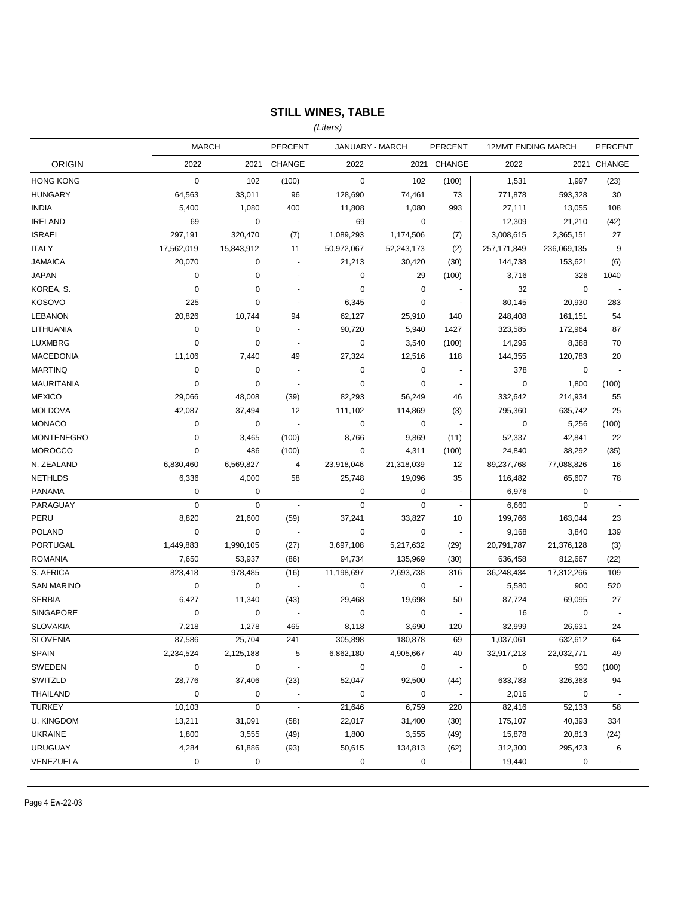## STILL WINES, TABLE

*(Liters)*

| ORIGIN | MARCH 2022 | MARCH 2021 | PERCENT CHANGE | JANUARY - MARCH 2022 | JANUARY - MARCH 2021 | PERCENT CHANGE | 12MMT ENDING MARCH 2022 | 12MMT ENDING MARCH 2021 | PERCENT CHANGE |
|---|---|---|---|---|---|---|---|---|---|
| HONG KONG | 0 | 102 | (100) | 0 | 102 | (100) | 1,531 | 1,997 | (23) |
| HUNGARY | 64,563 | 33,011 | 96 | 128,690 | 74,461 | 73 | 771,878 | 593,328 | 30 |
| INDIA | 5,400 | 1,080 | 400 | 11,808 | 1,080 | 993 | 27,111 | 13,055 | 108 |
| IRELAND | 69 | 0 | - | 69 | 0 | - | 12,309 | 21,210 | (42) |
| ISRAEL | 297,191 | 320,470 | (7) | 1,089,293 | 1,174,506 | (7) | 3,008,615 | 2,365,151 | 27 |
| ITALY | 17,562,019 | 15,843,912 | 11 | 50,972,067 | 52,243,173 | (2) | 257,171,849 | 236,069,135 | 9 |
| JAMAICA | 20,070 | 0 | - | 21,213 | 30,420 | (30) | 144,738 | 153,621 | (6) |
| JAPAN | 0 | 0 | - | 0 | 29 | (100) | 3,716 | 326 | 1040 |
| KOREA, S. | 0 | 0 | - | 0 | 0 | - | 32 | 0 | - |
| KOSOVO | 225 | 0 | - | 6,345 | 0 | - | 80,145 | 20,930 | 283 |
| LEBANON | 20,826 | 10,744 | 94 | 62,127 | 25,910 | 140 | 248,408 | 161,151 | 54 |
| LITHUANIA | 0 | 0 | - | 90,720 | 5,940 | 1427 | 323,585 | 172,964 | 87 |
| LUXMBRG | 0 | 0 | - | 0 | 3,540 | (100) | 14,295 | 8,388 | 70 |
| MACEDONIA | 11,106 | 7,440 | 49 | 27,324 | 12,516 | 118 | 144,355 | 120,783 | 20 |
| MARTINQ | 0 | 0 | - | 0 | 0 | - | 378 | 0 | - |
| MAURITANIA | 0 | 0 | - | 0 | 0 | - | 0 | 1,800 | (100) |
| MEXICO | 29,066 | 48,008 | (39) | 82,293 | 56,249 | 46 | 332,642 | 214,934 | 55 |
| MOLDOVA | 42,087 | 37,494 | 12 | 111,102 | 114,869 | (3) | 795,360 | 635,742 | 25 |
| MONACO | 0 | 0 | - | 0 | 0 | - | 0 | 5,256 | (100) |
| MONTENEGRO | 0 | 3,465 | (100) | 8,766 | 9,869 | (11) | 52,337 | 42,841 | 22 |
| MOROCCO | 0 | 486 | (100) | 0 | 4,311 | (100) | 24,840 | 38,292 | (35) |
| N. ZEALAND | 6,830,460 | 6,569,827 | 4 | 23,918,046 | 21,318,039 | 12 | 89,237,768 | 77,088,826 | 16 |
| NETHLDS | 6,336 | 4,000 | 58 | 25,748 | 19,096 | 35 | 116,482 | 65,607 | 78 |
| PANAMA | 0 | 0 | - | 0 | 0 | - | 6,976 | 0 | - |
| PARAGUAY | 0 | 0 | - | 0 | 0 | - | 6,660 | 0 | - |
| PERU | 8,820 | 21,600 | (59) | 37,241 | 33,827 | 10 | 199,766 | 163,044 | 23 |
| POLAND | 0 | 0 | - | 0 | 0 | - | 9,168 | 3,840 | 139 |
| PORTUGAL | 1,449,883 | 1,990,105 | (27) | 3,697,108 | 5,217,632 | (29) | 20,791,787 | 21,376,128 | (3) |
| ROMANIA | 7,650 | 53,937 | (86) | 94,734 | 135,969 | (30) | 636,458 | 812,667 | (22) |
| S. AFRICA | 823,418 | 978,485 | (16) | 11,198,697 | 2,693,738 | 316 | 36,248,434 | 17,312,266 | 109 |
| SAN MARINO | 0 | 0 | - | 0 | 0 | - | 5,580 | 900 | 520 |
| SERBIA | 6,427 | 11,340 | (43) | 29,468 | 19,698 | 50 | 87,724 | 69,095 | 27 |
| SINGAPORE | 0 | 0 | - | 0 | 0 | - | 16 | 0 | - |
| SLOVAKIA | 7,218 | 1,278 | 465 | 8,118 | 3,690 | 120 | 32,999 | 26,631 | 24 |
| SLOVENIA | 87,586 | 25,704 | 241 | 305,898 | 180,878 | 69 | 1,037,061 | 632,612 | 64 |
| SPAIN | 2,234,524 | 2,125,188 | 5 | 6,862,180 | 4,905,667 | 40 | 32,917,213 | 22,032,771 | 49 |
| SWEDEN | 0 | 0 | - | 0 | 0 | - | 0 | 930 | (100) |
| SWITZLD | 28,776 | 37,406 | (23) | 52,047 | 92,500 | (44) | 633,783 | 326,363 | 94 |
| THAILAND | 0 | 0 | - | 0 | 0 | - | 2,016 | 0 | - |
| TURKEY | 10,103 | 0 | - | 21,646 | 6,759 | 220 | 82,416 | 52,133 | 58 |
| U. KINGDOM | 13,211 | 31,091 | (58) | 22,017 | 31,400 | (30) | 175,107 | 40,393 | 334 |
| UKRAINE | 1,800 | 3,555 | (49) | 1,800 | 3,555 | (49) | 15,878 | 20,813 | (24) |
| URUGUAY | 4,284 | 61,886 | (93) | 50,615 | 134,813 | (62) | 312,300 | 295,423 | 6 |
| VENEZUELA | 0 | 0 | - | 0 | 0 | - | 19,440 | 0 | - |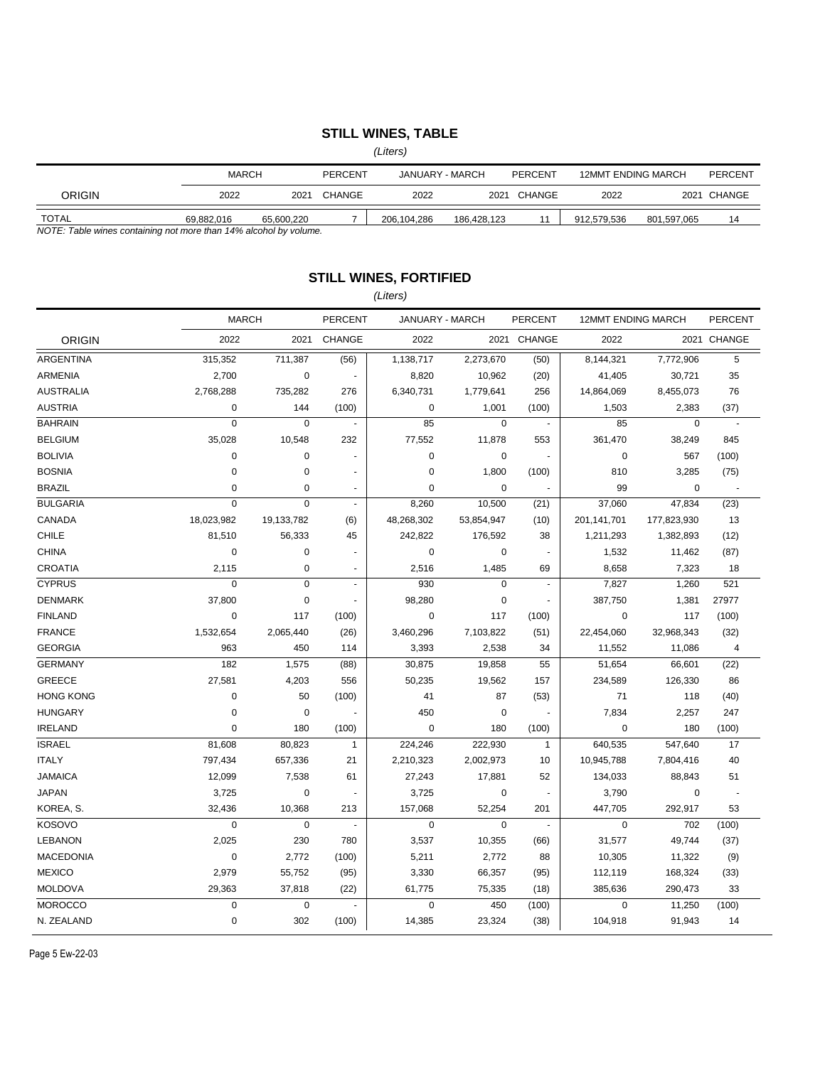## STILL WINES, TABLE

*(Liters)*

| ORIGIN | MARCH 2022 | MARCH 2021 | PERCENT CHANGE | JANUARY - MARCH 2022 | JANUARY - MARCH 2021 | PERCENT CHANGE | 12MMT ENDING MARCH 2022 | 12MMT ENDING MARCH 2021 | PERCENT CHANGE |
|---|---|---|---|---|---|---|---|---|---|
| TOTAL | 69,882,016 | 65,600,220 | 7 | 206,104,286 | 186,428,123 | 11 | 912,579,536 | 801,597,065 | 14 |

*NOTE: Table wines containing not more than 14% alcohol by volume.*

## STILL WINES, FORTIFIED

*(Liters)*

| ORIGIN | MARCH 2022 | MARCH 2021 | PERCENT CHANGE | JANUARY - MARCH 2022 | JANUARY - MARCH 2021 | PERCENT CHANGE | 12MMT ENDING MARCH 2022 | 12MMT ENDING MARCH 2021 | PERCENT CHANGE |
|---|---|---|---|---|---|---|---|---|---|
| ARGENTINA | 315,352 | 711,387 | (56) | 1,138,717 | 2,273,670 | (50) | 8,144,321 | 7,772,906 | 5 |
| ARMENIA | 2,700 | 0 | - | 8,820 | 10,962 | (20) | 41,405 | 30,721 | 35 |
| AUSTRALIA | 2,768,288 | 735,282 | 276 | 6,340,731 | 1,779,641 | 256 | 14,864,069 | 8,455,073 | 76 |
| AUSTRIA | 0 | 144 | (100) | 0 | 1,001 | (100) | 1,503 | 2,383 | (37) |
| BAHRAIN | 0 | 0 | - | 85 | 0 | - | 85 | 0 | - |
| BELGIUM | 35,028 | 10,548 | 232 | 77,552 | 11,878 | 553 | 361,470 | 38,249 | 845 |
| BOLIVIA | 0 | 0 | - | 0 | 0 | - | 0 | 567 | (100) |
| BOSNIA | 0 | 0 | - | 0 | 1,800 | (100) | 810 | 3,285 | (75) |
| BRAZIL | 0 | 0 | - | 0 | 0 | - | 99 | 0 | - |
| BULGARIA | 0 | 0 | - | 8,260 | 10,500 | (21) | 37,060 | 47,834 | (23) |
| CANADA | 18,023,982 | 19,133,782 | (6) | 48,268,302 | 53,854,947 | (10) | 201,141,701 | 177,823,930 | 13 |
| CHILE | 81,510 | 56,333 | 45 | 242,822 | 176,592 | 38 | 1,211,293 | 1,382,893 | (12) |
| CHINA | 0 | 0 | - | 0 | 0 | - | 1,532 | 11,462 | (87) |
| CROATIA | 2,115 | 0 | - | 2,516 | 1,485 | 69 | 8,658 | 7,323 | 18 |
| CYPRUS | 0 | 0 | - | 930 | 0 | - | 7,827 | 1,260 | 521 |
| DENMARK | 37,800 | 0 | - | 98,280 | 0 | - | 387,750 | 1,381 | 27977 |
| FINLAND | 0 | 117 | (100) | 0 | 117 | (100) | 0 | 117 | (100) |
| FRANCE | 1,532,654 | 2,065,440 | (26) | 3,460,296 | 7,103,822 | (51) | 22,454,060 | 32,968,343 | (32) |
| GEORGIA | 963 | 450 | 114 | 3,393 | 2,538 | 34 | 11,552 | 11,086 | 4 |
| GERMANY | 182 | 1,575 | (88) | 30,875 | 19,858 | 55 | 51,654 | 66,601 | (22) |
| GREECE | 27,581 | 4,203 | 556 | 50,235 | 19,562 | 157 | 234,589 | 126,330 | 86 |
| HONG KONG | 0 | 50 | (100) | 41 | 87 | (53) | 71 | 118 | (40) |
| HUNGARY | 0 | 0 | - | 450 | 0 | - | 7,834 | 2,257 | 247 |
| IRELAND | 0 | 180 | (100) | 0 | 180 | (100) | 0 | 180 | (100) |
| ISRAEL | 81,608 | 80,823 | 1 | 224,246 | 222,930 | 1 | 640,535 | 547,640 | 17 |
| ITALY | 797,434 | 657,336 | 21 | 2,210,323 | 2,002,973 | 10 | 10,945,788 | 7,804,416 | 40 |
| JAMAICA | 12,099 | 7,538 | 61 | 27,243 | 17,881 | 52 | 134,033 | 88,843 | 51 |
| JAPAN | 3,725 | 0 | - | 3,725 | 0 | - | 3,790 | 0 | - |
| KOREA, S. | 32,436 | 10,368 | 213 | 157,068 | 52,254 | 201 | 447,705 | 292,917 | 53 |
| KOSOVO | 0 | 0 | - | 0 | 0 | - | 0 | 702 | (100) |
| LEBANON | 2,025 | 230 | 780 | 3,537 | 10,355 | (66) | 31,577 | 49,744 | (37) |
| MACEDONIA | 0 | 2,772 | (100) | 5,211 | 2,772 | 88 | 10,305 | 11,322 | (9) |
| MEXICO | 2,979 | 55,752 | (95) | 3,330 | 66,357 | (95) | 112,119 | 168,324 | (33) |
| MOLDOVA | 29,363 | 37,818 | (22) | 61,775 | 75,335 | (18) | 385,636 | 290,473 | 33 |
| MOROCCO | 0 | 0 | - | 0 | 450 | (100) | 0 | 11,250 | (100) |
| N. ZEALAND | 0 | 302 | (100) | 14,385 | 23,324 | (38) | 104,918 | 91,943 | 14 |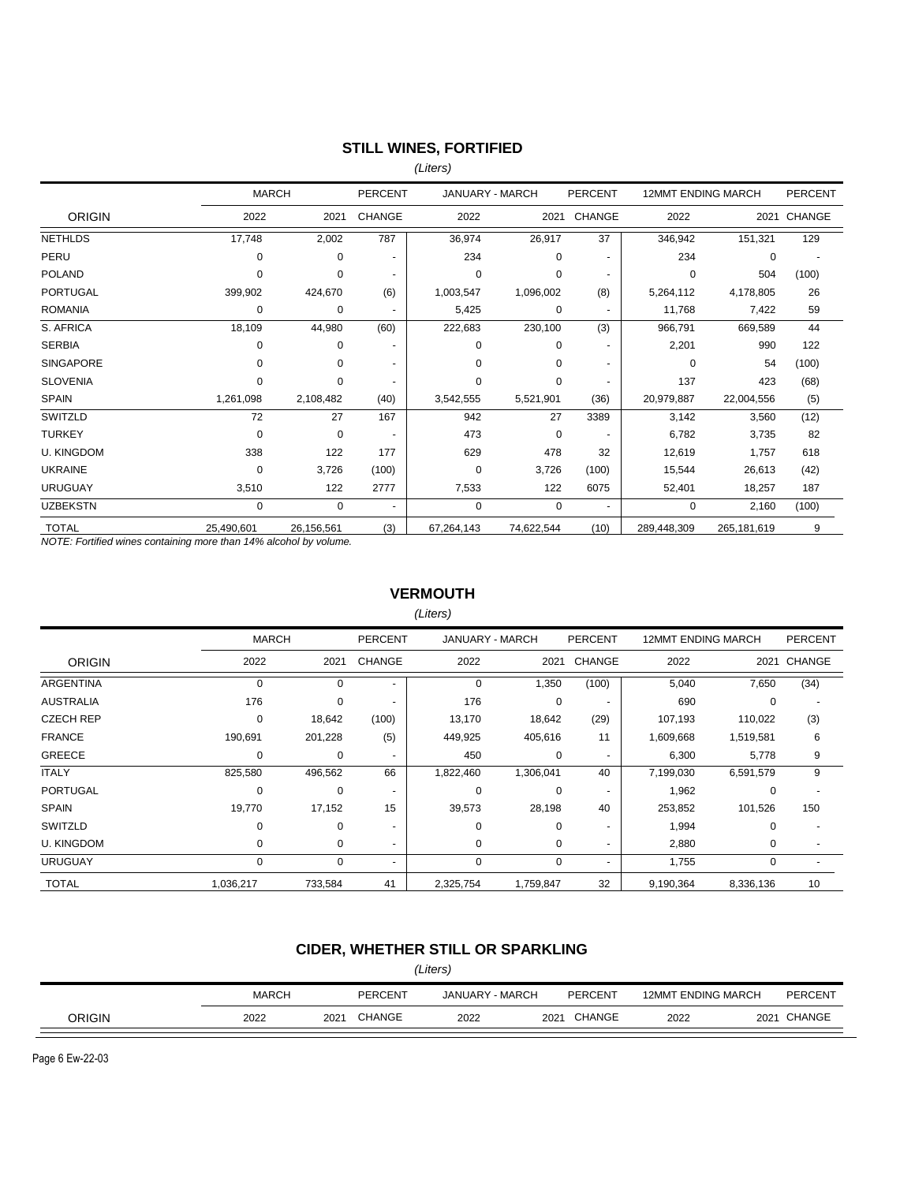## STILL WINES, FORTIFIED

*(Liters)*

| ORIGIN | MARCH 2022 | MARCH 2021 | PERCENT CHANGE | JANUARY - MARCH 2022 | JANUARY - MARCH 2021 | PERCENT CHANGE | 12MMT ENDING MARCH 2022 | 12MMT ENDING MARCH 2021 | PERCENT CHANGE |
|---|---|---|---|---|---|---|---|---|---|
| NETHLDS | 17,748 | 2,002 | 787 | 36,974 | 26,917 | 37 | 346,942 | 151,321 | 129 |
| PERU | 0 | 0 | - | 234 | 0 | - | 234 | 0 | - |
| POLAND | 0 | 0 | - | 0 | 0 | - | 0 | 504 | (100) |
| PORTUGAL | 399,902 | 424,670 | (6) | 1,003,547 | 1,096,002 | (8) | 5,264,112 | 4,178,805 | 26 |
| ROMANIA | 0 | 0 | - | 5,425 | 0 | - | 11,768 | 7,422 | 59 |
| S. AFRICA | 18,109 | 44,980 | (60) | 222,683 | 230,100 | (3) | 966,791 | 669,589 | 44 |
| SERBIA | 0 | 0 | - | 0 | 0 | - | 2,201 | 990 | 122 |
| SINGAPORE | 0 | 0 | - | 0 | 0 | - | 0 | 54 | (100) |
| SLOVENIA | 0 | 0 | - | 0 | 0 | - | 137 | 423 | (68) |
| SPAIN | 1,261,098 | 2,108,482 | (40) | 3,542,555 | 5,521,901 | (36) | 20,979,887 | 22,004,556 | (5) |
| SWITZLD | 72 | 27 | 167 | 942 | 27 | 3389 | 3,142 | 3,560 | (12) |
| TURKEY | 0 | 0 | - | 473 | 0 | - | 6,782 | 3,735 | 82 |
| U. KINGDOM | 338 | 122 | 177 | 629 | 478 | 32 | 12,619 | 1,757 | 618 |
| UKRAINE | 0 | 3,726 | (100) | 0 | 3,726 | (100) | 15,544 | 26,613 | (42) |
| URUGUAY | 3,510 | 122 | 2777 | 7,533 | 122 | 6075 | 52,401 | 18,257 | 187 |
| UZBEKSTN | 0 | 0 | - | 0 | 0 | - | 0 | 2,160 | (100) |
| TOTAL | 25,490,601 | 26,156,561 | (3) | 67,264,143 | 74,622,544 | (10) | 289,448,309 | 265,181,619 | 9 |

*NOTE: Fortified wines containing more than 14% alcohol by volume.*

## VERMOUTH

*(Liters)*

| ORIGIN | MARCH 2022 | MARCH 2021 | PERCENT CHANGE | JANUARY - MARCH 2022 | JANUARY - MARCH 2021 | PERCENT CHANGE | 12MMT ENDING MARCH 2022 | 12MMT ENDING MARCH 2021 | PERCENT CHANGE |
|---|---|---|---|---|---|---|---|---|---|
| ARGENTINA | 0 | 0 | - | 0 | 1,350 | (100) | 5,040 | 7,650 | (34) |
| AUSTRALIA | 176 | 0 | - | 176 | 0 | - | 690 | 0 | - |
| CZECH REP | 0 | 18,642 | (100) | 13,170 | 18,642 | (29) | 107,193 | 110,022 | (3) |
| FRANCE | 190,691 | 201,228 | (5) | 449,925 | 405,616 | 11 | 1,609,668 | 1,519,581 | 6 |
| GREECE | 0 | 0 | - | 450 | 0 | - | 6,300 | 5,778 | 9 |
| ITALY | 825,580 | 496,562 | 66 | 1,822,460 | 1,306,041 | 40 | 7,199,030 | 6,591,579 | 9 |
| PORTUGAL | 0 | 0 | - | 0 | 0 | - | 1,962 | 0 | - |
| SPAIN | 19,770 | 17,152 | 15 | 39,573 | 28,198 | 40 | 253,852 | 101,526 | 150 |
| SWITZLD | 0 | 0 | - | 0 | 0 | - | 1,994 | 0 | - |
| U. KINGDOM | 0 | 0 | - | 0 | 0 | - | 2,880 | 0 | - |
| URUGUAY | 0 | 0 | - | 0 | 0 | - | 1,755 | 0 | - |
| TOTAL | 1,036,217 | 733,584 | 41 | 2,325,754 | 1,759,847 | 32 | 9,190,364 | 8,336,136 | 10 |

## CIDER, WHETHER STILL OR SPARKLING

*(Liters)*

| ORIGIN | MARCH 2022 | MARCH 2021 | PERCENT CHANGE | JANUARY - MARCH 2022 | JANUARY - MARCH 2021 | PERCENT CHANGE | 12MMT ENDING MARCH 2022 | 12MMT ENDING MARCH 2021 | PERCENT CHANGE |
|---|---|---|---|---|---|---|---|---|---|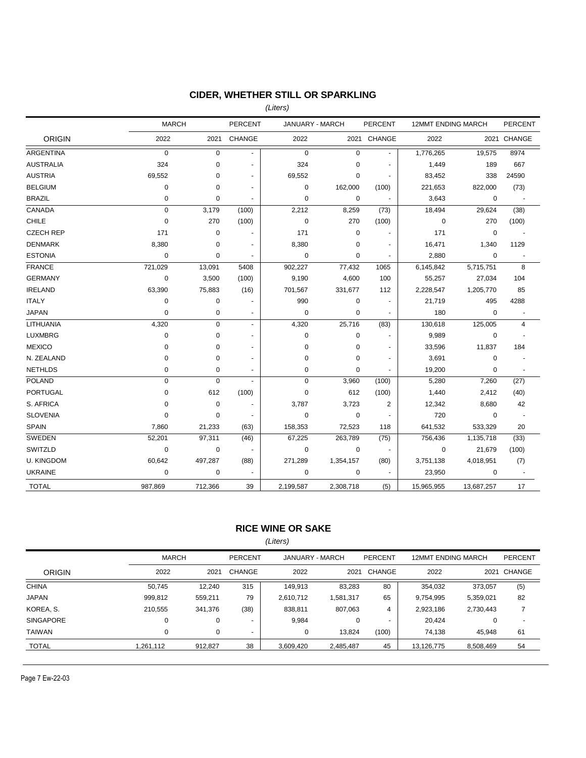## CIDER, WHETHER STILL OR SPARKLING

*(Liters)*

| ORIGIN | MARCH 2022 | MARCH 2021 | PERCENT CHANGE | JANUARY - MARCH 2022 | JANUARY - MARCH 2021 | PERCENT CHANGE | 12MMT ENDING MARCH 2022 | 12MMT ENDING MARCH 2021 | PERCENT CHANGE |
|---|---|---|---|---|---|---|---|---|---|
| ARGENTINA | 0 | 0 | - | 0 | 0 | - | 1,776,265 | 19,575 | 8974 |
| AUSTRALIA | 324 | 0 | - | 324 | 0 | - | 1,449 | 189 | 667 |
| AUSTRIA | 69,552 | 0 | - | 69,552 | 0 | - | 83,452 | 338 | 24590 |
| BELGIUM | 0 | 0 | - | 0 | 162,000 | (100) | 221,653 | 822,000 | (73) |
| BRAZIL | 0 | 0 | - | 0 | 0 | - | 3,643 | 0 | - |
| CANADA | 0 | 3,179 | (100) | 2,212 | 8,259 | (73) | 18,494 | 29,624 | (38) |
| CHILE | 0 | 270 | (100) | 0 | 270 | (100) | 0 | 270 | (100) |
| CZECH REP | 171 | 0 | - | 171 | 0 | - | 171 | 0 | - |
| DENMARK | 8,380 | 0 | - | 8,380 | 0 | - | 16,471 | 1,340 | 1129 |
| ESTONIA | 0 | 0 | - | 0 | 0 | - | 2,880 | 0 | - |
| FRANCE | 721,029 | 13,091 | 5408 | 902,227 | 77,432 | 1065 | 6,145,842 | 5,715,751 | 8 |
| GERMANY | 0 | 3,500 | (100) | 9,190 | 4,600 | 100 | 55,257 | 27,034 | 104 |
| IRELAND | 63,390 | 75,883 | (16) | 701,567 | 331,677 | 112 | 2,228,547 | 1,205,770 | 85 |
| ITALY | 0 | 0 | - | 990 | 0 | - | 21,719 | 495 | 4288 |
| JAPAN | 0 | 0 | - | 0 | 0 | - | 180 | 0 | - |
| LITHUANIA | 4,320 | 0 | - | 4,320 | 25,716 | (83) | 130,618 | 125,005 | 4 |
| LUXMBRG | 0 | 0 | - | 0 | 0 | - | 9,989 | 0 | - |
| MEXICO | 0 | 0 | - | 0 | 0 | - | 33,596 | 11,837 | 184 |
| N. ZEALAND | 0 | 0 | - | 0 | 0 | - | 3,691 | 0 | - |
| NETHLDS | 0 | 0 | - | 0 | 0 | - | 19,200 | 0 | - |
| POLAND | 0 | 0 | - | 0 | 3,960 | (100) | 5,280 | 7,260 | (27) |
| PORTUGAL | 0 | 612 | (100) | 0 | 612 | (100) | 1,440 | 2,412 | (40) |
| S. AFRICA | 0 | 0 | - | 3,787 | 3,723 | 2 | 12,342 | 8,680 | 42 |
| SLOVENIA | 0 | 0 | - | 0 | 0 | - | 720 | 0 | - |
| SPAIN | 7,860 | 21,233 | (63) | 158,353 | 72,523 | 118 | 641,532 | 533,329 | 20 |
| SWEDEN | 52,201 | 97,311 | (46) | 67,225 | 263,789 | (75) | 756,436 | 1,135,718 | (33) |
| SWITZLD | 0 | 0 | - | 0 | 0 | - | 0 | 21,679 | (100) |
| U. KINGDOM | 60,642 | 497,287 | (88) | 271,289 | 1,354,157 | (80) | 3,751,138 | 4,018,951 | (7) |
| UKRAINE | 0 | 0 | - | 0 | 0 | - | 23,950 | 0 | - |
| TOTAL | 987,869 | 712,366 | 39 | 2,199,587 | 2,308,718 | (5) | 15,965,955 | 13,687,257 | 17 |

## RICE WINE OR SAKE

*(Liters)*

| ORIGIN | MARCH 2022 | MARCH 2021 | PERCENT CHANGE | JANUARY - MARCH 2022 | JANUARY - MARCH 2021 | PERCENT CHANGE | 12MMT ENDING MARCH 2022 | 12MMT ENDING MARCH 2021 | PERCENT CHANGE |
|---|---|---|---|---|---|---|---|---|---|
| CHINA | 50,745 | 12,240 | 315 | 149,913 | 83,283 | 80 | 354,032 | 373,057 | (5) |
| JAPAN | 999,812 | 559,211 | 79 | 2,610,712 | 1,581,317 | 65 | 9,754,995 | 5,359,021 | 82 |
| KOREA, S. | 210,555 | 341,376 | (38) | 838,811 | 807,063 | 4 | 2,923,186 | 2,730,443 | 7 |
| SINGAPORE | 0 | 0 | - | 9,984 | 0 | - | 20,424 | 0 | - |
| TAIWAN | 0 | 0 | - | 0 | 13,824 | (100) | 74,138 | 45,948 | 61 |
| TOTAL | 1,261,112 | 912,827 | 38 | 3,609,420 | 2,485,487 | 45 | 13,126,775 | 8,508,469 | 54 |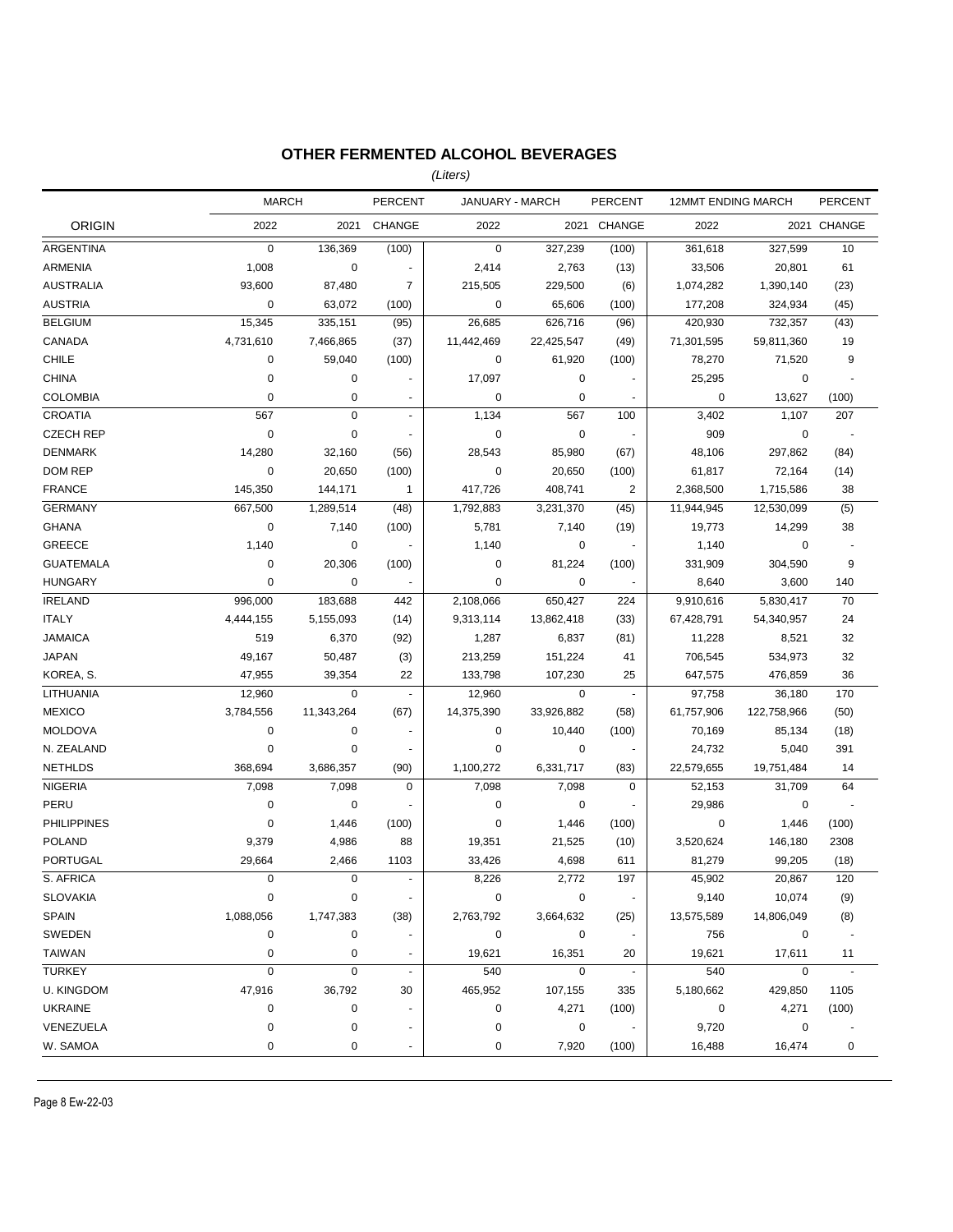## OTHER FERMENTED ALCOHOL BEVERAGES

*(Liters)*

| ORIGIN | MARCH 2022 | MARCH 2021 | PERCENT CHANGE | JANUARY - MARCH 2022 | JANUARY - MARCH 2021 | PERCENT CHANGE | 12MMT ENDING MARCH 2022 | 12MMT ENDING MARCH 2021 | PERCENT CHANGE |
|---|---|---|---|---|---|---|---|---|---|
| ARGENTINA | 0 | 136,369 | (100) | 0 | 327,239 | (100) | 361,618 | 327,599 | 10 |
| ARMENIA | 1,008 | 0 | - | 2,414 | 2,763 | (13) | 33,506 | 20,801 | 61 |
| AUSTRALIA | 93,600 | 87,480 | 7 | 215,505 | 229,500 | (6) | 1,074,282 | 1,390,140 | (23) |
| AUSTRIA | 0 | 63,072 | (100) | 0 | 65,606 | (100) | 177,208 | 324,934 | (45) |
| BELGIUM | 15,345 | 335,151 | (95) | 26,685 | 626,716 | (96) | 420,930 | 732,357 | (43) |
| CANADA | 4,731,610 | 7,466,865 | (37) | 11,442,469 | 22,425,547 | (49) | 71,301,595 | 59,811,360 | 19 |
| CHILE | 0 | 59,040 | (100) | 0 | 61,920 | (100) | 78,270 | 71,520 | 9 |
| CHINA | 0 | 0 | - | 17,097 | 0 | - | 25,295 | 0 | - |
| COLOMBIA | 0 | 0 | - | 0 | 0 | - | 0 | 13,627 | (100) |
| CROATIA | 567 | 0 | - | 1,134 | 567 | 100 | 3,402 | 1,107 | 207 |
| CZECH REP | 0 | 0 | - | 0 | 0 | - | 909 | 0 | - |
| DENMARK | 14,280 | 32,160 | (56) | 28,543 | 85,980 | (67) | 48,106 | 297,862 | (84) |
| DOM REP | 0 | 20,650 | (100) | 0 | 20,650 | (100) | 61,817 | 72,164 | (14) |
| FRANCE | 145,350 | 144,171 | 1 | 417,726 | 408,741 | 2 | 2,368,500 | 1,715,586 | 38 |
| GERMANY | 667,500 | 1,289,514 | (48) | 1,792,883 | 3,231,370 | (45) | 11,944,945 | 12,530,099 | (5) |
| GHANA | 0 | 7,140 | (100) | 5,781 | 7,140 | (19) | 19,773 | 14,299 | 38 |
| GREECE | 1,140 | 0 | - | 1,140 | 0 | - | 1,140 | 0 | - |
| GUATEMALA | 0 | 20,306 | (100) | 0 | 81,224 | (100) | 331,909 | 304,590 | 9 |
| HUNGARY | 0 | 0 | - | 0 | 0 | - | 8,640 | 3,600 | 140 |
| IRELAND | 996,000 | 183,688 | 442 | 2,108,066 | 650,427 | 224 | 9,910,616 | 5,830,417 | 70 |
| ITALY | 4,444,155 | 5,155,093 | (14) | 9,313,114 | 13,862,418 | (33) | 67,428,791 | 54,340,957 | 24 |
| JAMAICA | 519 | 6,370 | (92) | 1,287 | 6,837 | (81) | 11,228 | 8,521 | 32 |
| JAPAN | 49,167 | 50,487 | (3) | 213,259 | 151,224 | 41 | 706,545 | 534,973 | 32 |
| KOREA, S. | 47,955 | 39,354 | 22 | 133,798 | 107,230 | 25 | 647,575 | 476,859 | 36 |
| LITHUANIA | 12,960 | 0 | - | 12,960 | 0 | - | 97,758 | 36,180 | 170 |
| MEXICO | 3,784,556 | 11,343,264 | (67) | 14,375,390 | 33,926,882 | (58) | 61,757,906 | 122,758,966 | (50) |
| MOLDOVA | 0 | 0 | - | 0 | 10,440 | (100) | 70,169 | 85,134 | (18) |
| N. ZEALAND | 0 | 0 | - | 0 | 0 | - | 24,732 | 5,040 | 391 |
| NETHLDS | 368,694 | 3,686,357 | (90) | 1,100,272 | 6,331,717 | (83) | 22,579,655 | 19,751,484 | 14 |
| NIGERIA | 7,098 | 7,098 | 0 | 7,098 | 7,098 | 0 | 52,153 | 31,709 | 64 |
| PERU | 0 | 0 | - | 0 | 0 | - | 29,986 | 0 | - |
| PHILIPPINES | 0 | 1,446 | (100) | 0 | 1,446 | (100) | 0 | 1,446 | (100) |
| POLAND | 9,379 | 4,986 | 88 | 19,351 | 21,525 | (10) | 3,520,624 | 146,180 | 2308 |
| PORTUGAL | 29,664 | 2,466 | 1103 | 33,426 | 4,698 | 611 | 81,279 | 99,205 | (18) |
| S. AFRICA | 0 | 0 | - | 8,226 | 2,772 | 197 | 45,902 | 20,867 | 120 |
| SLOVAKIA | 0 | 0 | - | 0 | 0 | - | 9,140 | 10,074 | (9) |
| SPAIN | 1,088,056 | 1,747,383 | (38) | 2,763,792 | 3,664,632 | (25) | 13,575,589 | 14,806,049 | (8) |
| SWEDEN | 0 | 0 | - | 0 | 0 | - | 756 | 0 | - |
| TAIWAN | 0 | 0 | - | 19,621 | 16,351 | 20 | 19,621 | 17,611 | 11 |
| TURKEY | 0 | 0 | - | 540 | 0 | - | 540 | 0 | - |
| U. KINGDOM | 47,916 | 36,792 | 30 | 465,952 | 107,155 | 335 | 5,180,662 | 429,850 | 1105 |
| UKRAINE | 0 | 0 | - | 0 | 4,271 | (100) | 0 | 4,271 | (100) |
| VENEZUELA | 0 | 0 | - | 0 | 0 | - | 9,720 | 0 | - |
| W. SAMOA | 0 | 0 | - | 0 | 7,920 | (100) | 16,488 | 16,474 | 0 |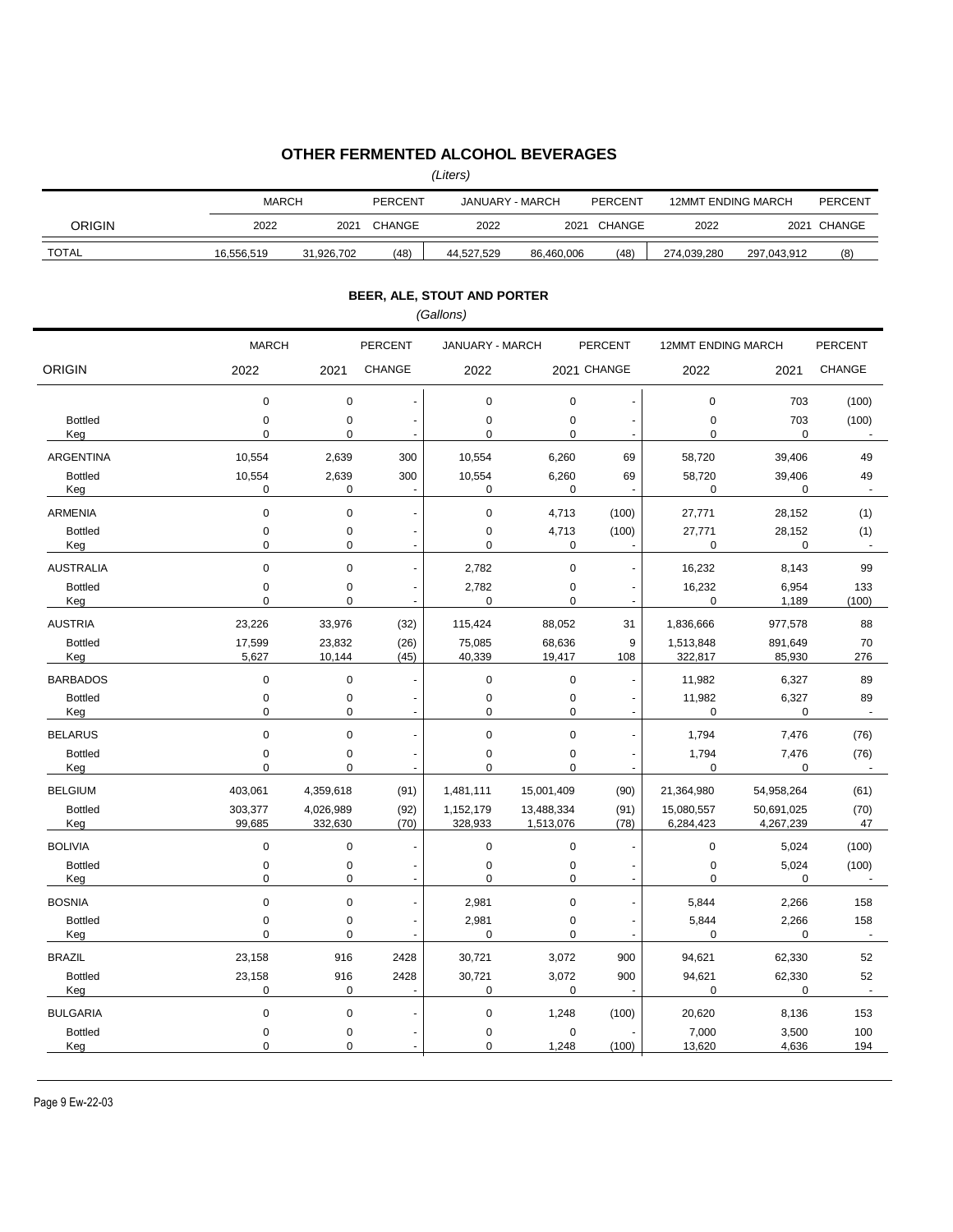## OTHER FERMENTED ALCOHOL BEVERAGES

*(Liters)*

| ORIGIN | MARCH 2022 | MARCH 2021 | PERCENT CHANGE | JANUARY - MARCH 2022 | JANUARY - MARCH 2021 | PERCENT CHANGE | 12MMT ENDING MARCH 2022 | 12MMT ENDING MARCH 2021 | PERCENT CHANGE |
|---|---|---|---|---|---|---|---|---|---|
| TOTAL | 16,556,519 | 31,926,702 | (48) | 44,527,529 | 86,460,006 | (48) | 274,039,280 | 297,043,912 | (8) |

## BEER, ALE, STOUT AND PORTER

*(Gallons)*

| ORIGIN | MARCH 2022 | MARCH 2021 | PERCENT CHANGE | JANUARY - MARCH 2022 | JANUARY - MARCH 2021 | PERCENT CHANGE | 12MMT ENDING MARCH 2022 | 12MMT ENDING MARCH 2021 | PERCENT CHANGE |
|---|---|---|---|---|---|---|---|---|---|
| | 0 | 0 | - | 0 | 0 | - | 0 | 703 | (100) |
| Bottled | 0 | 0 | - | 0 | 0 | - | 0 | 703 | (100) |
| Keg | 0 | 0 | - | 0 | 0 | - | 0 | 0 | - |
| ARGENTINA | 10,554 | 2,639 | 300 | 10,554 | 6,260 | 69 | 58,720 | 39,406 | 49 |
| Bottled | 10,554 | 2,639 | 300 | 10,554 | 6,260 | 69 | 58,720 | 39,406 | 49 |
| Keg | 0 | 0 | - | 0 | 0 | - | 0 | 0 | - |
| ARMENIA | 0 | 0 | - | 0 | 4,713 | (100) | 27,771 | 28,152 | (1) |
| Bottled | 0 | 0 | - | 0 | 4,713 | (100) | 27,771 | 28,152 | (1) |
| Keg | 0 | 0 | - | 0 | 0 | - | 0 | 0 | - |
| AUSTRALIA | 0 | 0 | - | 2,782 | 0 | - | 16,232 | 8,143 | 99 |
| Bottled | 0 | 0 | - | 2,782 | 0 | - | 16,232 | 6,954 | 133 |
| Keg | 0 | 0 | - | 0 | 0 | - | 0 | 1,189 | (100) |
| AUSTRIA | 23,226 | 33,976 | (32) | 115,424 | 88,052 | 31 | 1,836,666 | 977,578 | 88 |
| Bottled | 17,599 | 23,832 | (26) | 75,085 | 68,636 | 9 | 1,513,848 | 891,649 | 70 |
| Keg | 5,627 | 10,144 | (45) | 40,339 | 19,417 | 108 | 322,817 | 85,930 | 276 |
| BARBADOS | 0 | 0 | - | 0 | 0 | - | 11,982 | 6,327 | 89 |
| Bottled | 0 | 0 | - | 0 | 0 | - | 11,982 | 6,327 | 89 |
| Keg | 0 | 0 | - | 0 | 0 | - | 0 | 0 | - |
| BELARUS | 0 | 0 | - | 0 | 0 | - | 1,794 | 7,476 | (76) |
| Bottled | 0 | 0 | - | 0 | 0 | - | 1,794 | 7,476 | (76) |
| Keg | 0 | 0 | - | 0 | 0 | - | 0 | 0 | - |
| BELGIUM | 403,061 | 4,359,618 | (91) | 1,481,111 | 15,001,409 | (90) | 21,364,980 | 54,958,264 | (61) |
| Bottled | 303,377 | 4,026,989 | (92) | 1,152,179 | 13,488,334 | (91) | 15,080,557 | 50,691,025 | (70) |
| Keg | 99,685 | 332,630 | (70) | 328,933 | 1,513,076 | (78) | 6,284,423 | 4,267,239 | 47 |
| BOLIVIA | 0 | 0 | - | 0 | 0 | - | 0 | 5,024 | (100) |
| Bottled | 0 | 0 | - | 0 | 0 | - | 0 | 5,024 | (100) |
| Keg | 0 | 0 | - | 0 | 0 | - | 0 | 0 | - |
| BOSNIA | 0 | 0 | - | 2,981 | 0 | - | 5,844 | 2,266 | 158 |
| Bottled | 0 | 0 | - | 2,981 | 0 | - | 5,844 | 2,266 | 158 |
| Keg | 0 | 0 | - | 0 | 0 | - | 0 | 0 | - |
| BRAZIL | 23,158 | 916 | 2428 | 30,721 | 3,072 | 900 | 94,621 | 62,330 | 52 |
| Bottled | 23,158 | 916 | 2428 | 30,721 | 3,072 | 900 | 94,621 | 62,330 | 52 |
| Keg | 0 | 0 | - | 0 | 0 | - | 0 | 0 | - |
| BULGARIA | 0 | 0 | - | 0 | 1,248 | (100) | 20,620 | 8,136 | 153 |
| Bottled | 0 | 0 | - | 0 | 0 | - | 7,000 | 3,500 | 100 |
| Keg | 0 | 0 | - | 0 | 1,248 | (100) | 13,620 | 4,636 | 194 |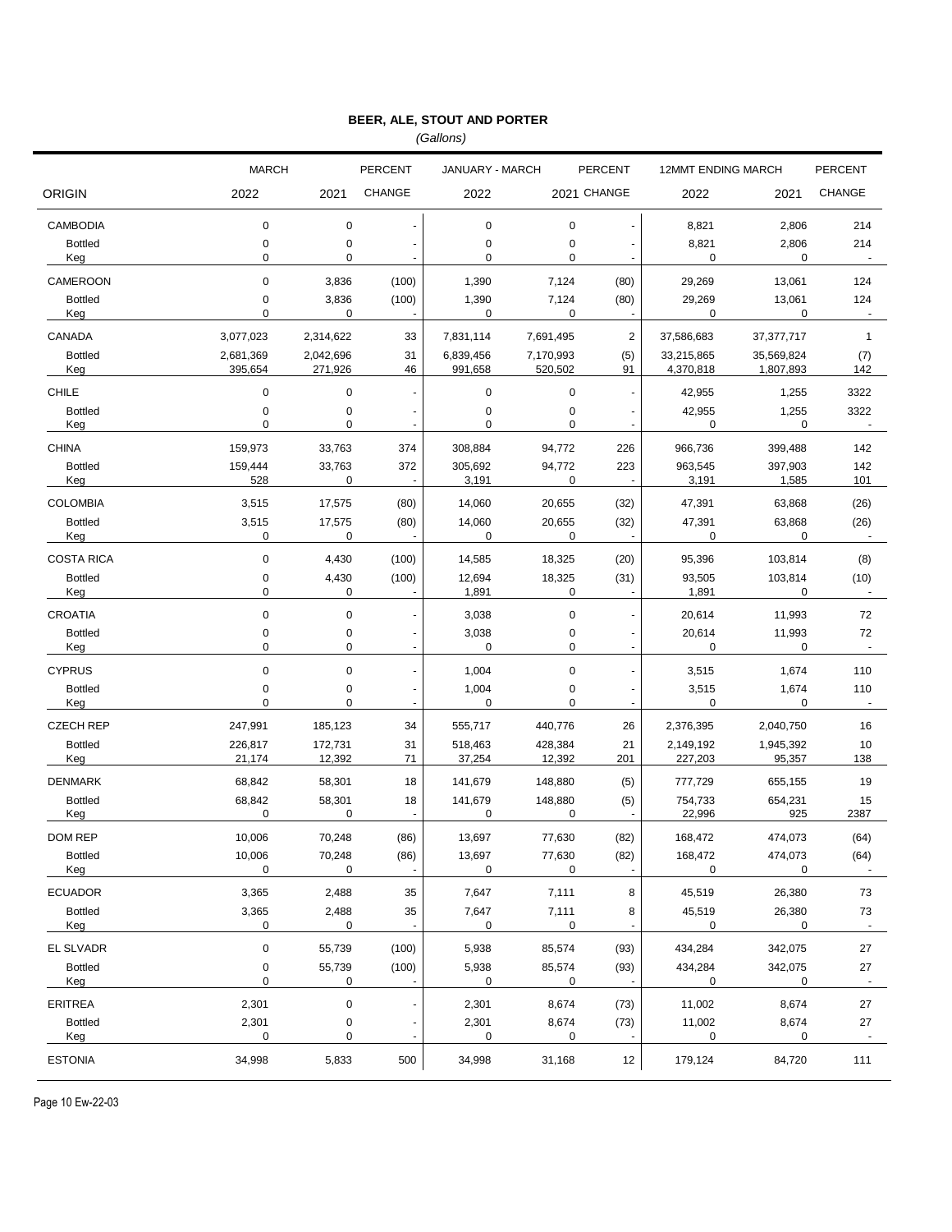## BEER, ALE, STOUT AND PORTER

*(Gallons)*

| ORIGIN | MARCH 2022 | MARCH 2021 | PERCENT CHANGE | JANUARY - MARCH 2022 | JANUARY - MARCH 2021 | PERCENT CHANGE | 12MMT ENDING MARCH 2022 | 12MMT ENDING MARCH 2021 | PERCENT CHANGE |
|---|---|---|---|---|---|---|---|---|---|
| CAMBODIA | 0 | 0 | - | 0 | 0 | - | 8,821 | 2,806 | 214 |
| Bottled | 0 | 0 | - | 0 | 0 | - | 8,821 | 2,806 | 214 |
| Keg | 0 | 0 | - | 0 | 0 | - | 0 | 0 | - |
| CAMEROON | 0 | 3,836 | (100) | 1,390 | 7,124 | (80) | 29,269 | 13,061 | 124 |
| Bottled | 0 | 3,836 | (100) | 1,390 | 7,124 | (80) | 29,269 | 13,061 | 124 |
| Keg | 0 | 0 | - | 0 | 0 | - | 0 | 0 | - |
| CANADA | 3,077,023 | 2,314,622 | 33 | 7,831,114 | 7,691,495 | 2 | 37,586,683 | 37,377,717 | 1 |
| Bottled | 2,681,369 | 2,042,696 | 31 | 6,839,456 | 7,170,993 | (5) | 33,215,865 | 35,569,824 | (7) |
| Keg | 395,654 | 271,926 | 46 | 991,658 | 520,502 | 91 | 4,370,818 | 1,807,893 | 142 |
| CHILE | 0 | 0 | - | 0 | 0 | - | 42,955 | 1,255 | 3322 |
| Bottled | 0 | 0 | - | 0 | 0 | - | 42,955 | 1,255 | 3322 |
| Keg | 0 | 0 | - | 0 | 0 | - | 0 | 0 | - |
| CHINA | 159,973 | 33,763 | 374 | 308,884 | 94,772 | 226 | 966,736 | 399,488 | 142 |
| Bottled | 159,444 | 33,763 | 372 | 305,692 | 94,772 | 223 | 963,545 | 397,903 | 142 |
| Keg | 528 | 0 | - | 3,191 | 0 | - | 3,191 | 1,585 | 101 |
| COLOMBIA | 3,515 | 17,575 | (80) | 14,060 | 20,655 | (32) | 47,391 | 63,868 | (26) |
| Bottled | 3,515 | 17,575 | (80) | 14,060 | 20,655 | (32) | 47,391 | 63,868 | (26) |
| Keg | 0 | 0 | - | 0 | 0 | - | 0 | 0 | - |
| COSTA RICA | 0 | 4,430 | (100) | 14,585 | 18,325 | (20) | 95,396 | 103,814 | (8) |
| Bottled | 0 | 4,430 | (100) | 12,694 | 18,325 | (31) | 93,505 | 103,814 | (10) |
| Keg | 0 | 0 | - | 1,891 | 0 | - | 1,891 | 0 | - |
| CROATIA | 0 | 0 | - | 3,038 | 0 | - | 20,614 | 11,993 | 72 |
| Bottled | 0 | 0 | - | 3,038 | 0 | - | 20,614 | 11,993 | 72 |
| Keg | 0 | 0 | - | 0 | 0 | - | 0 | 0 | - |
| CYPRUS | 0 | 0 | - | 1,004 | 0 | - | 3,515 | 1,674 | 110 |
| Bottled | 0 | 0 | - | 1,004 | 0 | - | 3,515 | 1,674 | 110 |
| Keg | 0 | 0 | - | 0 | 0 | - | 0 | 0 | - |
| CZECH REP | 247,991 | 185,123 | 34 | 555,717 | 440,776 | 26 | 2,376,395 | 2,040,750 | 16 |
| Bottled | 226,817 | 172,731 | 31 | 518,463 | 428,384 | 21 | 2,149,192 | 1,945,392 | 10 |
| Keg | 21,174 | 12,392 | 71 | 37,254 | 12,392 | 201 | 227,203 | 95,357 | 138 |
| DENMARK | 68,842 | 58,301 | 18 | 141,679 | 148,880 | (5) | 777,729 | 655,155 | 19 |
| Bottled | 68,842 | 58,301 | 18 | 141,679 | 148,880 | (5) | 754,733 | 654,231 | 15 |
| Keg | 0 | 0 | - | 0 | 0 | - | 22,996 | 925 | 2387 |
| DOM REP | 10,006 | 70,248 | (86) | 13,697 | 77,630 | (82) | 168,472 | 474,073 | (64) |
| Bottled | 10,006 | 70,248 | (86) | 13,697 | 77,630 | (82) | 168,472 | 474,073 | (64) |
| Keg | 0 | 0 | - | 0 | 0 | - | 0 | 0 | - |
| ECUADOR | 3,365 | 2,488 | 35 | 7,647 | 7,111 | 8 | 45,519 | 26,380 | 73 |
| Bottled | 3,365 | 2,488 | 35 | 7,647 | 7,111 | 8 | 45,519 | 26,380 | 73 |
| Keg | 0 | 0 | - | 0 | 0 | - | 0 | 0 | - |
| EL SLVADR | 0 | 55,739 | (100) | 5,938 | 85,574 | (93) | 434,284 | 342,075 | 27 |
| Bottled | 0 | 55,739 | (100) | 5,938 | 85,574 | (93) | 434,284 | 342,075 | 27 |
| Keg | 0 | 0 | - | 0 | 0 | - | 0 | 0 | - |
| ERITREA | 2,301 | 0 | - | 2,301 | 8,674 | (73) | 11,002 | 8,674 | 27 |
| Bottled | 2,301 | 0 | - | 2,301 | 8,674 | (73) | 11,002 | 8,674 | 27 |
| Keg | 0 | 0 | - | 0 | 0 | - | 0 | 0 | - |
| ESTONIA | 34,998 | 5,833 | 500 | 34,998 | 31,168 | 12 | 179,124 | 84,720 | 111 |

Ew-22-03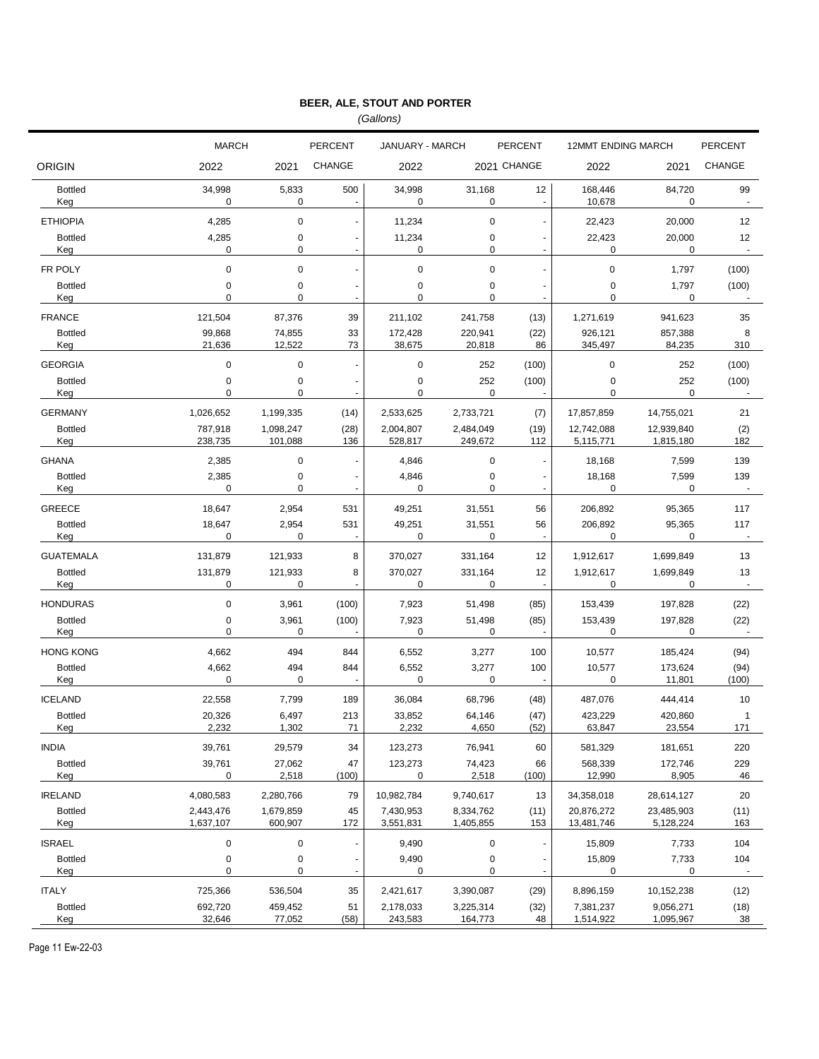## BEER, ALE, STOUT AND PORTER

*(Gallons)*

| ORIGIN | MARCH 2022 | MARCH 2021 | PERCENT CHANGE | JANUARY - MARCH 2022 | JANUARY - MARCH 2021 | PERCENT CHANGE | 12MMT ENDING MARCH 2022 | 12MMT ENDING MARCH 2021 | PERCENT CHANGE |
|---|---|---|---|---|---|---|---|---|---|
| Bottled | 34,998 | 5,833 | 500 | 34,998 | 31,168 | 12 | 168,446 | 84,720 | 99 |
| Keg | 0 | 0 | - | 0 | 0 | - | 10,678 | 0 | - |
| ETHIOPIA | 4,285 | 0 | - | 11,234 | 0 | - | 22,423 | 20,000 | 12 |
| Bottled | 4,285 | 0 | - | 11,234 | 0 | - | 22,423 | 20,000 | 12 |
| Keg | 0 | 0 | - | 0 | 0 | - | 0 | 0 | - |
| FR POLY | 0 | 0 | - | 0 | 0 | - | 0 | 1,797 | (100) |
| Bottled | 0 | 0 | - | 0 | 0 | - | 0 | 1,797 | (100) |
| Keg | 0 | 0 | - | 0 | 0 | - | 0 | 0 | - |
| FRANCE | 121,504 | 87,376 | 39 | 211,102 | 241,758 | (13) | 1,271,619 | 941,623 | 35 |
| Bottled | 99,868 | 74,855 | 33 | 172,428 | 220,941 | (22) | 926,121 | 857,388 | 8 |
| Keg | 21,636 | 12,522 | 73 | 38,675 | 20,818 | 86 | 345,497 | 84,235 | 310 |
| GEORGIA | 0 | 0 | - | 0 | 252 | (100) | 0 | 252 | (100) |
| Bottled | 0 | 0 | - | 0 | 252 | (100) | 0 | 252 | (100) |
| Keg | 0 | 0 | - | 0 | 0 | - | 0 | 0 | - |
| GERMANY | 1,026,652 | 1,199,335 | (14) | 2,533,625 | 2,733,721 | (7) | 17,857,859 | 14,755,021 | 21 |
| Bottled | 787,918 | 1,098,247 | (28) | 2,004,807 | 2,484,049 | (19) | 12,742,088 | 12,939,840 | (2) |
| Keg | 238,735 | 101,088 | 136 | 528,817 | 249,672 | 112 | 5,115,771 | 1,815,180 | 182 |
| GHANA | 2,385 | 0 | - | 4,846 | 0 | - | 18,168 | 7,599 | 139 |
| Bottled | 2,385 | 0 | - | 4,846 | 0 | - | 18,168 | 7,599 | 139 |
| Keg | 0 | 0 | - | 0 | 0 | - | 0 | 0 | - |
| GREECE | 18,647 | 2,954 | 531 | 49,251 | 31,551 | 56 | 206,892 | 95,365 | 117 |
| Bottled | 18,647 | 2,954 | 531 | 49,251 | 31,551 | 56 | 206,892 | 95,365 | 117 |
| Keg | 0 | 0 | - | 0 | 0 | - | 0 | 0 | - |
| GUATEMALA | 131,879 | 121,933 | 8 | 370,027 | 331,164 | 12 | 1,912,617 | 1,699,849 | 13 |
| Bottled | 131,879 | 121,933 | 8 | 370,027 | 331,164 | 12 | 1,912,617 | 1,699,849 | 13 |
| Keg | 0 | 0 | - | 0 | 0 | - | 0 | 0 | - |
| HONDURAS | 0 | 3,961 | (100) | 7,923 | 51,498 | (85) | 153,439 | 197,828 | (22) |
| Bottled | 0 | 3,961 | (100) | 7,923 | 51,498 | (85) | 153,439 | 197,828 | (22) |
| Keg | 0 | 0 | - | 0 | 0 | - | 0 | 0 | - |
| HONG KONG | 4,662 | 494 | 844 | 6,552 | 3,277 | 100 | 10,577 | 185,424 | (94) |
| Bottled | 4,662 | 494 | 844 | 6,552 | 3,277 | 100 | 10,577 | 173,624 | (94) |
| Keg | 0 | 0 | - | 0 | 0 | - | 0 | 11,801 | (100) |
| ICELAND | 22,558 | 7,799 | 189 | 36,084 | 68,796 | (48) | 487,076 | 444,414 | 10 |
| Bottled | 20,326 | 6,497 | 213 | 33,852 | 64,146 | (47) | 423,229 | 420,860 | 1 |
| Keg | 2,232 | 1,302 | 71 | 2,232 | 4,650 | (52) | 63,847 | 23,554 | 171 |
| INDIA | 39,761 | 29,579 | 34 | 123,273 | 76,941 | 60 | 581,329 | 181,651 | 220 |
| Bottled | 39,761 | 27,062 | 47 | 123,273 | 74,423 | 66 | 568,339 | 172,746 | 229 |
| Keg | 0 | 2,518 | (100) | 0 | 2,518 | (100) | 12,990 | 8,905 | 46 |
| IRELAND | 4,080,583 | 2,280,766 | 79 | 10,982,784 | 9,740,617 | 13 | 34,358,018 | 28,614,127 | 20 |
| Bottled | 2,443,476 | 1,679,859 | 45 | 7,430,953 | 8,334,762 | (11) | 20,876,272 | 23,485,903 | (11) |
| Keg | 1,637,107 | 600,907 | 172 | 3,551,831 | 1,405,855 | 153 | 13,481,746 | 5,128,224 | 163 |
| ISRAEL | 0 | 0 | - | 9,490 | 0 | - | 15,809 | 7,733 | 104 |
| Bottled | 0 | 0 | - | 9,490 | 0 | - | 15,809 | 7,733 | 104 |
| Keg | 0 | 0 | - | 0 | 0 | - | 0 | 0 | - |
| ITALY | 725,366 | 536,504 | 35 | 2,421,617 | 3,390,087 | (29) | 8,896,159 | 10,152,238 | (12) |
| Bottled | 692,720 | 459,452 | 51 | 2,178,033 | 3,225,314 | (32) | 7,381,237 | 9,056,271 | (18) |
| Keg | 32,646 | 77,052 | (58) | 243,583 | 164,773 | 48 | 1,514,922 | 1,095,967 | 38 |

Page 11 Ew-22-03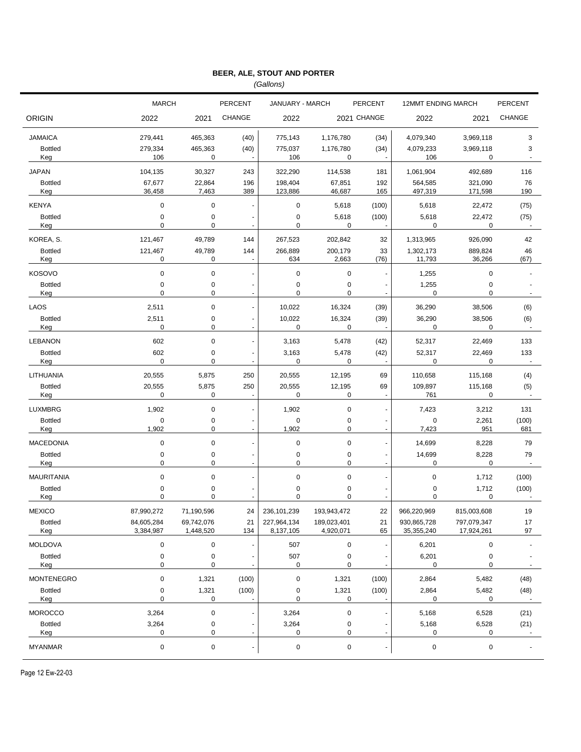**BEER, ALE, STOUT AND PORTER**

*(Gallons)*

| ORIGIN | MARCH 2022 | MARCH 2021 | PERCENT CHANGE | JANUARY - MARCH 2022 | JANUARY - MARCH 2021 | PERCENT CHANGE | 12MMT ENDING MARCH 2022 | 12MMT ENDING MARCH 2021 | PERCENT CHANGE |
|---|---|---|---|---|---|---|---|---|---|
| JAMAICA | 279,441 | 465,363 | (40) | 775,143 | 1,176,780 | (34) | 4,079,340 | 3,969,118 | 3 |
| Bottled | 279,334 | 465,363 | (40) | 775,037 | 1,176,780 | (34) | 4,079,233 | 3,969,118 | 3 |
| Keg | 106 | 0 | - | 106 | 0 | - | 106 | 0 | - |
| JAPAN | 104,135 | 30,327 | 243 | 322,290 | 114,538 | 181 | 1,061,904 | 492,689 | 116 |
| Bottled | 67,677 | 22,864 | 196 | 198,404 | 67,851 | 192 | 564,585 | 321,090 | 76 |
| Keg | 36,458 | 7,463 | 389 | 123,886 | 46,687 | 165 | 497,319 | 171,598 | 190 |
| KENYA | 0 | 0 | - | 0 | 5,618 | (100) | 5,618 | 22,472 | (75) |
| Bottled | 0 | 0 | - | 0 | 5,618 | (100) | 5,618 | 22,472 | (75) |
| Keg | 0 | 0 | - | 0 | 0 | - | 0 | 0 | - |
| KOREA, S. | 121,467 | 49,789 | 144 | 267,523 | 202,842 | 32 | 1,313,965 | 926,090 | 42 |
| Bottled | 121,467 | 49,789 | 144 | 266,889 | 200,179 | 33 | 1,302,173 | 889,824 | 46 |
| Keg | 0 | 0 | - | 634 | 2,663 | (76) | 11,793 | 36,266 | (67) |
| KOSOVO | 0 | 0 | - | 0 | 0 | - | 1,255 | 0 | - |
| Bottled | 0 | 0 | - | 0 | 0 | - | 1,255 | 0 | - |
| Keg | 0 | 0 | - | 0 | 0 | - | 0 | 0 | - |
| LAOS | 2,511 | 0 | - | 10,022 | 16,324 | (39) | 36,290 | 38,506 | (6) |
| Bottled | 2,511 | 0 | - | 10,022 | 16,324 | (39) | 36,290 | 38,506 | (6) |
| Keg | 0 | 0 | - | 0 | 0 | - | 0 | 0 | - |
| LEBANON | 602 | 0 | - | 3,163 | 5,478 | (42) | 52,317 | 22,469 | 133 |
| Bottled | 602 | 0 | - | 3,163 | 5,478 | (42) | 52,317 | 22,469 | 133 |
| Keg | 0 | 0 | - | 0 | 0 | - | 0 | 0 | - |
| LITHUANIA | 20,555 | 5,875 | 250 | 20,555 | 12,195 | 69 | 110,658 | 115,168 | (4) |
| Bottled | 20,555 | 5,875 | 250 | 20,555 | 12,195 | 69 | 109,897 | 115,168 | (5) |
| Keg | 0 | 0 | - | 0 | 0 | - | 761 | 0 | - |
| LUXMBRG | 1,902 | 0 | - | 1,902 | 0 | - | 7,423 | 3,212 | 131 |
| Bottled | 0 | 0 | - | 0 | 0 | - | 0 | 2,261 | (100) |
| Keg | 1,902 | 0 | - | 1,902 | 0 | - | 7,423 | 951 | 681 |
| MACEDONIA | 0 | 0 | - | 0 | 0 | - | 14,699 | 8,228 | 79 |
| Bottled | 0 | 0 | - | 0 | 0 | - | 14,699 | 8,228 | 79 |
| Keg | 0 | 0 | - | 0 | 0 | - | 0 | 0 | - |
| MAURITANIA | 0 | 0 | - | 0 | 0 | - | 0 | 1,712 | (100) |
| Bottled | 0 | 0 | - | 0 | 0 | - | 0 | 1,712 | (100) |
| Keg | 0 | 0 | - | 0 | 0 | - | 0 | 0 | - |
| MEXICO | 87,990,272 | 71,190,596 | 24 | 236,101,239 | 193,943,472 | 22 | 966,220,969 | 815,003,608 | 19 |
| Bottled | 84,605,284 | 69,742,076 | 21 | 227,964,134 | 189,023,401 | 21 | 930,865,728 | 797,079,347 | 17 |
| Keg | 3,384,987 | 1,448,520 | 134 | 8,137,105 | 4,920,071 | 65 | 35,355,240 | 17,924,261 | 97 |
| MOLDOVA | 0 | 0 | - | 507 | 0 | - | 6,201 | 0 | - |
| Bottled | 0 | 0 | - | 507 | 0 | - | 6,201 | 0 | - |
| Keg | 0 | 0 | - | 0 | 0 | - | 0 | 0 | - |
| MONTENEGRO | 0 | 1,321 | (100) | 0 | 1,321 | (100) | 2,864 | 5,482 | (48) |
| Bottled | 0 | 1,321 | (100) | 0 | 1,321 | (100) | 2,864 | 5,482 | (48) |
| Keg | 0 | 0 | - | 0 | 0 | - | 0 | 0 | - |
| MOROCCO | 3,264 | 0 | - | 3,264 | 0 | - | 5,168 | 6,528 | (21) |
| Bottled | 3,264 | 0 | - | 3,264 | 0 | - | 5,168 | 6,528 | (21) |
| Keg | 0 | 0 | - | 0 | 0 | - | 0 | 0 | - |
| MYANMAR | 0 | 0 | - | 0 | 0 | - | 0 | 0 | - |

Page 12 Ew-22-03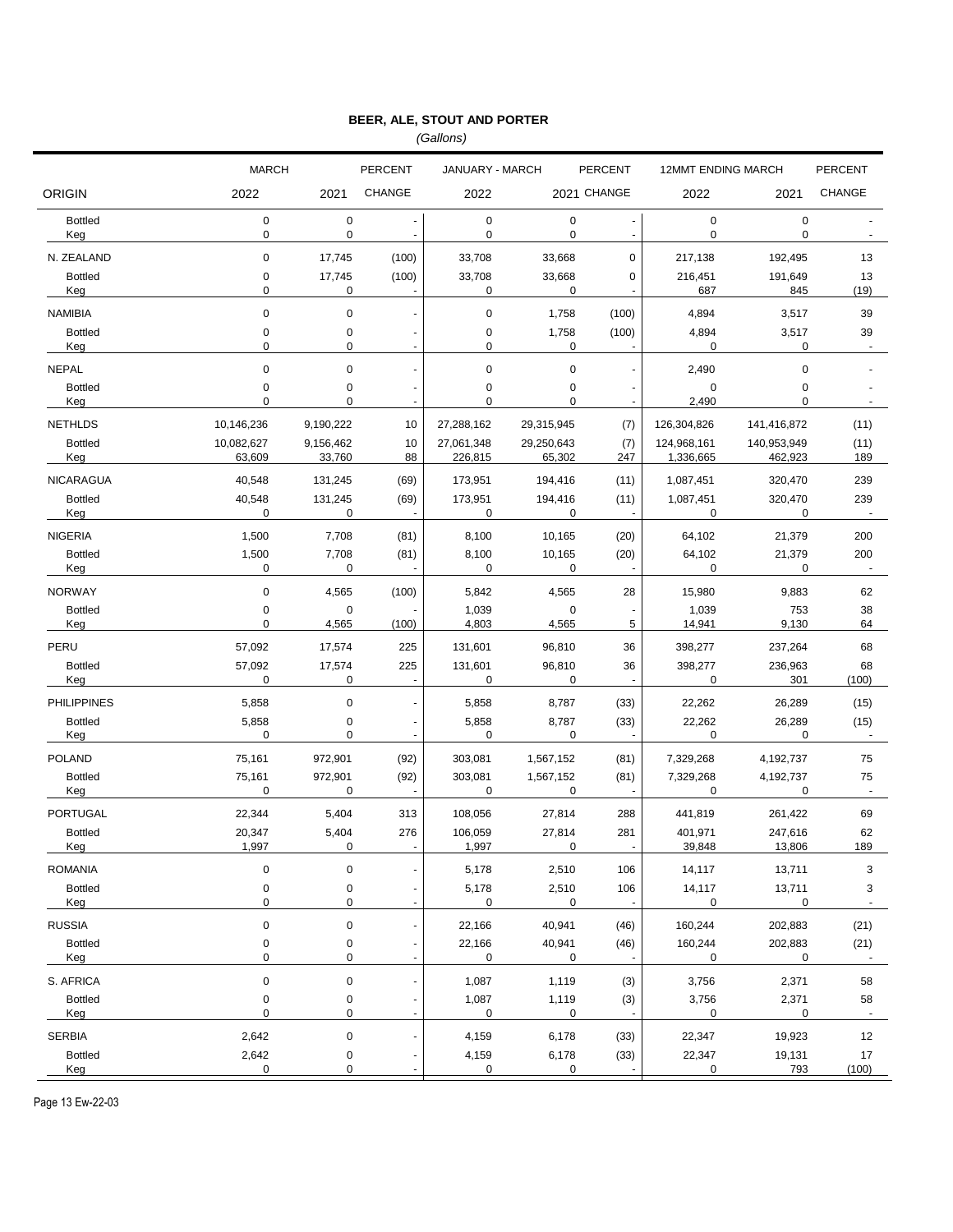# BEER, ALE, STOUT AND PORTER

*(Gallons)*

| ORIGIN | MARCH 2022 | MARCH 2021 | PERCENT CHANGE | JANUARY - MARCH 2022 | JANUARY - MARCH 2021 | PERCENT CHANGE | 12MMT ENDING MARCH 2022 | 12MMT ENDING MARCH 2021 | PERCENT CHANGE |
|---|---|---|---|---|---|---|---|---|---|
| Bottled | 0 | 0 | - | 0 | 0 | - | 0 | 0 | - |
| Keg | 0 | 0 | - | 0 | 0 | - | 0 | 0 | - |
| N. ZEALAND | 0 | 17,745 | (100) | 33,708 | 33,668 | 0 | 217,138 | 192,495 | 13 |
| Bottled | 0 | 17,745 | (100) | 33,708 | 33,668 | 0 | 216,451 | 191,649 | 13 |
| Keg | 0 | 0 | - | 0 | 0 | - | 687 | 845 | (19) |
| NAMIBIA | 0 | 0 | - | 0 | 1,758 | (100) | 4,894 | 3,517 | 39 |
| Bottled | 0 | 0 | - | 0 | 1,758 | (100) | 4,894 | 3,517 | 39 |
| Keg | 0 | 0 | - | 0 | 0 | - | 0 | 0 | - |
| NEPAL | 0 | 0 | - | 0 | 0 | - | 2,490 | 0 | - |
| Bottled | 0 | 0 | - | 0 | 0 | - | 0 | 0 | - |
| Keg | 0 | 0 | - | 0 | 0 | - | 2,490 | 0 | - |
| NETHLDS | 10,146,236 | 9,190,222 | 10 | 27,288,162 | 29,315,945 | (7) | 126,304,826 | 141,416,872 | (11) |
| Bottled | 10,082,627 | 9,156,462 | 10 | 27,061,348 | 29,250,643 | (7) | 124,968,161 | 140,953,949 | (11) |
| Keg | 63,609 | 33,760 | 88 | 226,815 | 65,302 | 247 | 1,336,665 | 462,923 | 189 |
| NICARAGUA | 40,548 | 131,245 | (69) | 173,951 | 194,416 | (11) | 1,087,451 | 320,470 | 239 |
| Bottled | 40,548 | 131,245 | (69) | 173,951 | 194,416 | (11) | 1,087,451 | 320,470 | 239 |
| Keg | 0 | 0 | - | 0 | 0 | - | 0 | 0 | - |
| NIGERIA | 1,500 | 7,708 | (81) | 8,100 | 10,165 | (20) | 64,102 | 21,379 | 200 |
| Bottled | 1,500 | 7,708 | (81) | 8,100 | 10,165 | (20) | 64,102 | 21,379 | 200 |
| Keg | 0 | 0 | - | 0 | 0 | - | 0 | 0 | - |
| NORWAY | 0 | 4,565 | (100) | 5,842 | 4,565 | 28 | 15,980 | 9,883 | 62 |
| Bottled | 0 | 0 | - | 1,039 | 0 | - | 1,039 | 753 | 38 |
| Keg | 0 | 4,565 | (100) | 4,803 | 4,565 | 5 | 14,941 | 9,130 | 64 |
| PERU | 57,092 | 17,574 | 225 | 131,601 | 96,810 | 36 | 398,277 | 237,264 | 68 |
| Bottled | 57,092 | 17,574 | 225 | 131,601 | 96,810 | 36 | 398,277 | 236,963 | 68 |
| Keg | 0 | 0 | - | 0 | 0 | - | 0 | 301 | (100) |
| PHILIPPINES | 5,858 | 0 | - | 5,858 | 8,787 | (33) | 22,262 | 26,289 | (15) |
| Bottled | 5,858 | 0 | - | 5,858 | 8,787 | (33) | 22,262 | 26,289 | (15) |
| Keg | 0 | 0 | - | 0 | 0 | - | 0 | 0 | - |
| POLAND | 75,161 | 972,901 | (92) | 303,081 | 1,567,152 | (81) | 7,329,268 | 4,192,737 | 75 |
| Bottled | 75,161 | 972,901 | (92) | 303,081 | 1,567,152 | (81) | 7,329,268 | 4,192,737 | 75 |
| Keg | 0 | 0 | - | 0 | 0 | - | 0 | 0 | - |
| PORTUGAL | 22,344 | 5,404 | 313 | 108,056 | 27,814 | 288 | 441,819 | 261,422 | 69 |
| Bottled | 20,347 | 5,404 | 276 | 106,059 | 27,814 | 281 | 401,971 | 247,616 | 62 |
| Keg | 1,997 | 0 | - | 1,997 | 0 | - | 39,848 | 13,806 | 189 |
| ROMANIA | 0 | 0 | - | 5,178 | 2,510 | 106 | 14,117 | 13,711 | 3 |
| Bottled | 0 | 0 | - | 5,178 | 2,510 | 106 | 14,117 | 13,711 | 3 |
| Keg | 0 | 0 | - | 0 | 0 | - | 0 | 0 | - |
| RUSSIA | 0 | 0 | - | 22,166 | 40,941 | (46) | 160,244 | 202,883 | (21) |
| Bottled | 0 | 0 | - | 22,166 | 40,941 | (46) | 160,244 | 202,883 | (21) |
| Keg | 0 | 0 | - | 0 | 0 | - | 0 | 0 | - |
| S. AFRICA | 0 | 0 | - | 1,087 | 1,119 | (3) | 3,756 | 2,371 | 58 |
| Bottled | 0 | 0 | - | 1,087 | 1,119 | (3) | 3,756 | 2,371 | 58 |
| Keg | 0 | 0 | - | 0 | 0 | - | 0 | 0 | - |
| SERBIA | 2,642 | 0 | - | 4,159 | 6,178 | (33) | 22,347 | 19,923 | 12 |
| Bottled | 2,642 | 0 | - | 4,159 | 6,178 | (33) | 22,347 | 19,131 | 17 |
| Keg | 0 | 0 | - | 0 | 0 | - | 0 | 793 | (100) |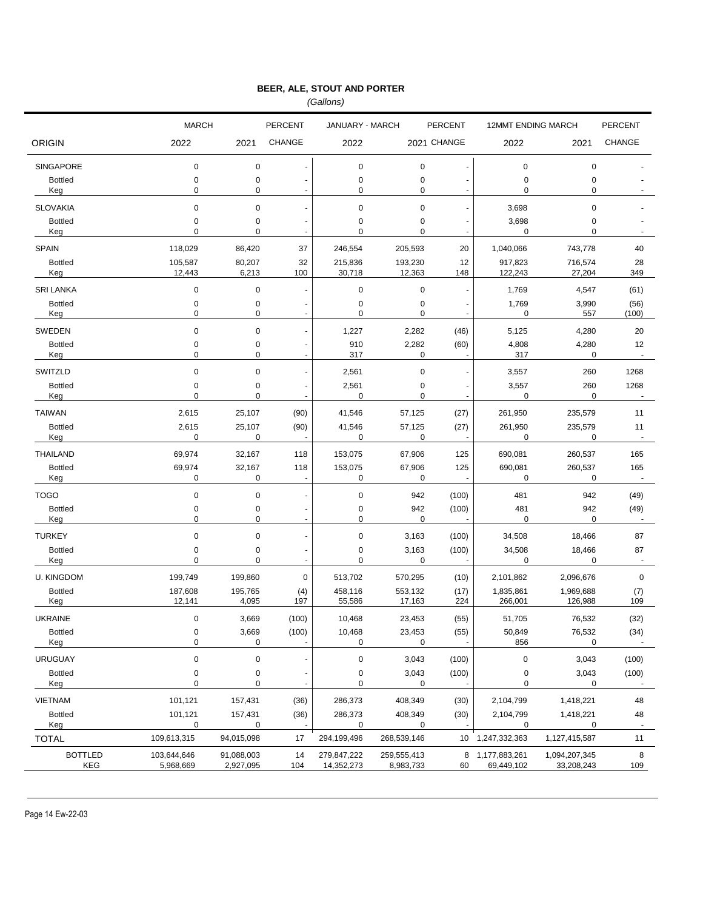**BEER, ALE, STOUT AND PORTER**

*(Gallons)*

| ORIGIN | MARCH 2022 | MARCH 2021 | PERCENT CHANGE | JANUARY - MARCH 2022 | JANUARY - MARCH 2021 | PERCENT CHANGE | 12MMT ENDING MARCH 2022 | 12MMT ENDING MARCH 2021 | PERCENT CHANGE |
|---|---|---|---|---|---|---|---|---|---|
| SINGAPORE | 0 | 0 | - | 0 | 0 | - | 0 | 0 | - |
| Bottled | 0 | 0 | - | 0 | 0 | - | 0 | 0 | - |
| Keg | 0 | 0 | - | 0 | 0 | - | 0 | 0 | - |
| SLOVAKIA | 0 | 0 | - | 0 | 0 | - | 3,698 | 0 | - |
| Bottled | 0 | 0 | - | 0 | 0 | - | 3,698 | 0 | - |
| Keg | 0 | 0 | - | 0 | 0 | - | 0 | 0 | - |
| SPAIN | 118,029 | 86,420 | 37 | 246,554 | 205,593 | 20 | 1,040,066 | 743,778 | 40 |
| Bottled | 105,587 | 80,207 | 32 | 215,836 | 193,230 | 12 | 917,823 | 716,574 | 28 |
| Keg | 12,443 | 6,213 | 100 | 30,718 | 12,363 | 148 | 122,243 | 27,204 | 349 |
| SRI LANKA | 0 | 0 | - | 0 | 0 | - | 1,769 | 4,547 | (61) |
| Bottled | 0 | 0 | - | 0 | 0 | - | 1,769 | 3,990 | (56) |
| Keg | 0 | 0 | - | 0 | 0 | - | 0 | 557 | (100) |
| SWEDEN | 0 | 0 | - | 1,227 | 2,282 | (46) | 5,125 | 4,280 | 20 |
| Bottled | 0 | 0 | - | 910 | 2,282 | (60) | 4,808 | 4,280 | 12 |
| Keg | 0 | 0 | - | 317 | 0 | - | 317 | 0 | - |
| SWITZLD | 0 | 0 | - | 2,561 | 0 | - | 3,557 | 260 | 1268 |
| Bottled | 0 | 0 | - | 2,561 | 0 | - | 3,557 | 260 | 1268 |
| Keg | 0 | 0 | - | 0 | 0 | - | 0 | 0 | - |
| TAIWAN | 2,615 | 25,107 | (90) | 41,546 | 57,125 | (27) | 261,950 | 235,579 | 11 |
| Bottled | 2,615 | 25,107 | (90) | 41,546 | 57,125 | (27) | 261,950 | 235,579 | 11 |
| Keg | 0 | 0 | - | 0 | 0 | - | 0 | 0 | - |
| THAILAND | 69,974 | 32,167 | 118 | 153,075 | 67,906 | 125 | 690,081 | 260,537 | 165 |
| Bottled | 69,974 | 32,167 | 118 | 153,075 | 67,906 | 125 | 690,081 | 260,537 | 165 |
| Keg | 0 | 0 | - | 0 | 0 | - | 0 | 0 | - |
| TOGO | 0 | 0 | - | 0 | 942 | (100) | 481 | 942 | (49) |
| Bottled | 0 | 0 | - | 0 | 942 | (100) | 481 | 942 | (49) |
| Keg | 0 | 0 | - | 0 | 0 | - | 0 | 0 | - |
| TURKEY | 0 | 0 | - | 0 | 3,163 | (100) | 34,508 | 18,466 | 87 |
| Bottled | 0 | 0 | - | 0 | 3,163 | (100) | 34,508 | 18,466 | 87 |
| Keg | 0 | 0 | - | 0 | 0 | - | 0 | 0 | - |
| U. KINGDOM | 199,749 | 199,860 | 0 | 513,702 | 570,295 | (10) | 2,101,862 | 2,096,676 | 0 |
| Bottled | 187,608 | 195,765 | (4) | 458,116 | 553,132 | (17) | 1,835,861 | 1,969,688 | (7) |
| Keg | 12,141 | 4,095 | 197 | 55,586 | 17,163 | 224 | 266,001 | 126,988 | 109 |
| UKRAINE | 0 | 3,669 | (100) | 10,468 | 23,453 | (55) | 51,705 | 76,532 | (32) |
| Bottled | 0 | 3,669 | (100) | 10,468 | 23,453 | (55) | 50,849 | 76,532 | (34) |
| Keg | 0 | 0 | - | 0 | 0 | - | 856 | 0 | - |
| URUGUAY | 0 | 0 | - | 0 | 3,043 | (100) | 0 | 3,043 | (100) |
| Bottled | 0 | 0 | - | 0 | 3,043 | (100) | 0 | 3,043 | (100) |
| Keg | 0 | 0 | - | 0 | 0 | - | 0 | 0 | - |
| VIETNAM | 101,121 | 157,431 | (36) | 286,373 | 408,349 | (30) | 2,104,799 | 1,418,221 | 48 |
| Bottled | 101,121 | 157,431 | (36) | 286,373 | 408,349 | (30) | 2,104,799 | 1,418,221 | 48 |
| Keg | 0 | 0 | - | 0 | 0 | - | 0 | 0 | - |
| TOTAL | 109,613,315 | 94,015,098 | 17 | 294,199,496 | 268,539,146 | 10 | 1,247,332,363 | 1,127,415,587 | 11 |
| BOTTLED | 103,644,646 | 91,088,003 | 14 | 279,847,222 | 259,555,413 | 8 | 1,177,883,261 | 1,094,207,345 | 8 |
| KEG | 5,968,669 | 2,927,095 | 104 | 14,352,273 | 8,983,733 | 60 | 69,449,102 | 33,208,243 | 109 |

Ew-22-03